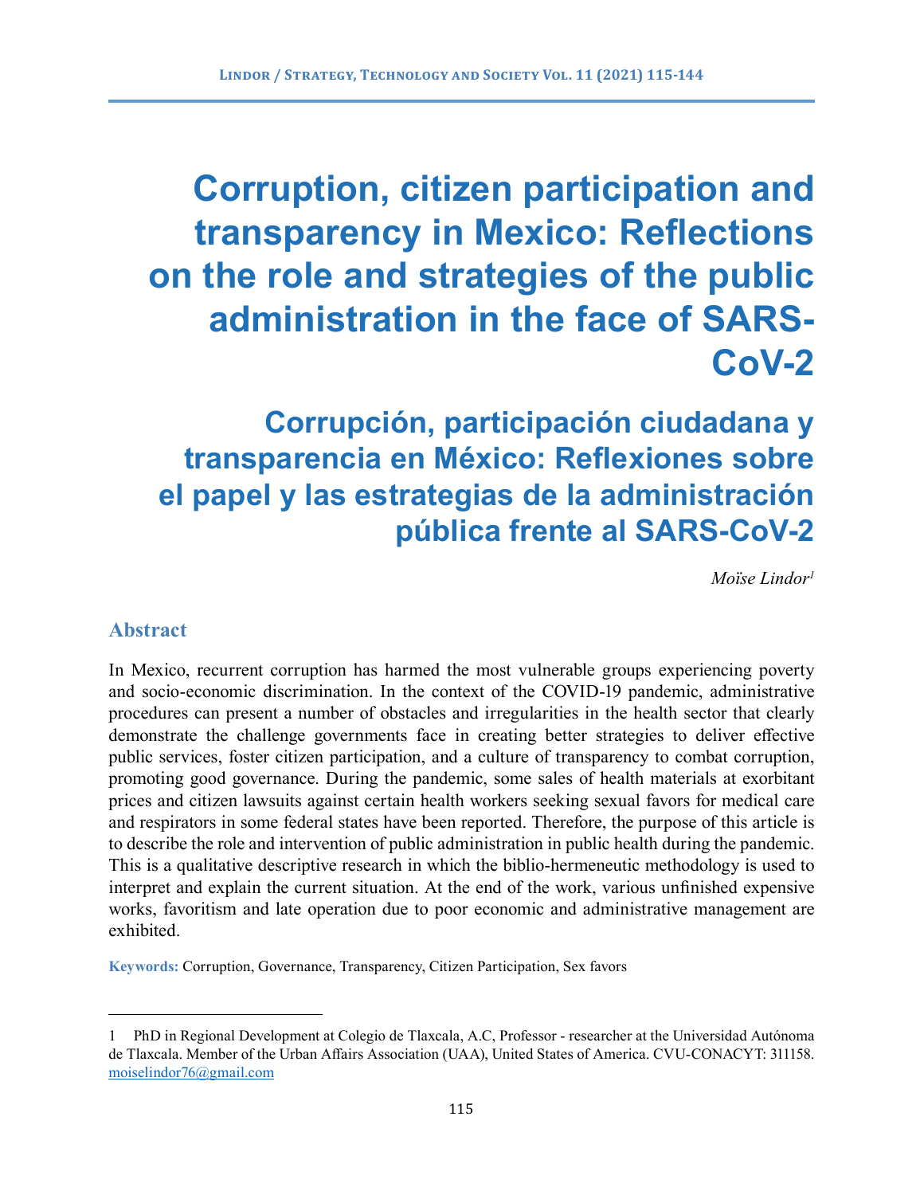# Corruption, citizen participation and transparency in Mexico: Reflections on the role and strategies of the public administration in the face of SARS-CoV-2

# Corrupción, participación ciudadana y transparencia en México: Reflexiones sobre el papel y las estrategias de la administración pública frente al SARS-CoV-2

*Moïse Lindor*[1]

## Abstract

In Mexico, recurrent corruption has harmed the most vulnerable groups experiencing poverty and socio-economic discrimination. In the context of the COVID-19 pandemic, administrative procedures can present a number of obstacles and irregularities in the health sector that clearly demonstrate the challenge governments face in creating better strategies to deliver effective public services, foster citizen participation, and a culture of transparency to combat corruption, promoting good governance. During the pandemic, some sales of health materials at exorbitant prices and citizen lawsuits against certain health workers seeking sexual favors for medical care and respirators in some federal states have been reported. Therefore, the purpose of this article is to describe the role and intervention of public administration in public health during the pandemic. This is a qualitative descriptive research in which the biblio-hermeneutic methodology is used to interpret and explain the current situation. At the end of the work, various unfinished expensive works, favoritism and late operation due to poor economic and administrative management are exhibited.

**Keywords:** Corruption, Governance, Transparency, Citizen Participation, Sex favors

---

1 PhD in Regional Development at Colegio de Tlaxcala, A.C, Professor - researcher at the Universidad Autónoma de Tlaxcala. Member of the Urban Affairs Association (UAA), United States of America. CVU-CONACYT: 311158. moiselindor76@gmail.com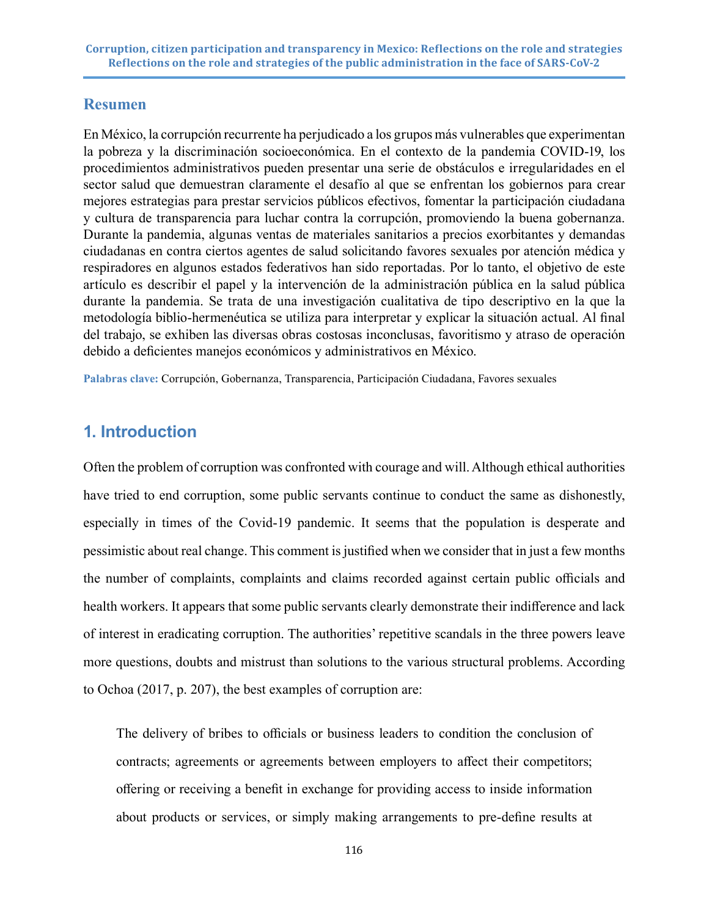## Resumen

En México, la corrupción recurrente ha perjudicado a los grupos más vulnerables que experimentan la pobreza y la discriminación socioeconómica. En el contexto de la pandemia COVID-19, los procedimientos administrativos pueden presentar una serie de obstáculos e irregularidades en el sector salud que demuestran claramente el desafío al que se enfrentan los gobiernos para crear mejores estrategias para prestar servicios públicos efectivos, fomentar la participación ciudadana y cultura de transparencia para luchar contra la corrupción, promoviendo la buena gobernanza. Durante la pandemia, algunas ventas de materiales sanitarios a precios exorbitantes y demandas ciudadanas en contra ciertos agentes de salud solicitando favores sexuales por atención médica y respiradores en algunos estados federativos han sido reportadas. Por lo tanto, el objetivo de este artículo es describir el papel y la intervención de la administración pública en la salud pública durante la pandemia. Se trata de una investigación cualitativa de tipo descriptivo en la que la metodología biblio-hermenéutica se utiliza para interpretar y explicar la situación actual. Al final del trabajo, se exhiben las diversas obras costosas inconclusas, favoritismo y atraso de operación debido a deficientes manejos económicos y administrativos en México.

**Palabras clave:** Corrupción, Gobernanza, Transparencia, Participación Ciudadana, Favores sexuales

## 1. Introduction

Often the problem of corruption was confronted with courage and will. Although ethical authorities have tried to end corruption, some public servants continue to conduct the same as dishonestly, especially in times of the Covid-19 pandemic. It seems that the population is desperate and pessimistic about real change. This comment is justified when we consider that in just a few months the number of complaints, complaints and claims recorded against certain public officials and health workers. It appears that some public servants clearly demonstrate their indifference and lack of interest in eradicating corruption. The authorities' repetitive scandals in the three powers leave more questions, doubts and mistrust than solutions to the various structural problems. According to Ochoa (2017, p. 207), the best examples of corruption are:

> The delivery of bribes to officials or business leaders to condition the conclusion of contracts; agreements or agreements between employers to affect their competitors; offering or receiving a benefit in exchange for providing access to inside information about products or services, or simply making arrangements to pre-define results at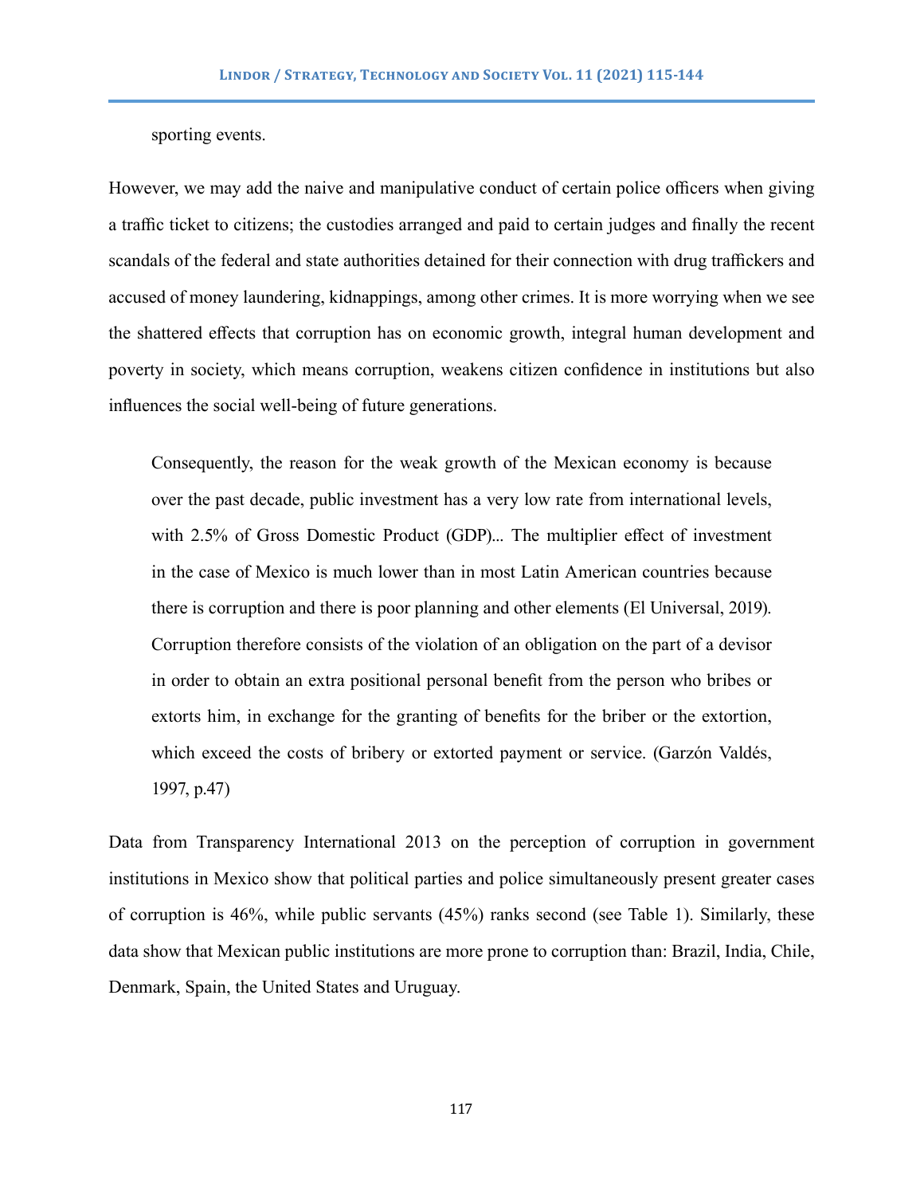sporting events.

However, we may add the naive and manipulative conduct of certain police officers when giving a traffic ticket to citizens; the custodies arranged and paid to certain judges and finally the recent scandals of the federal and state authorities detained for their connection with drug traffickers and accused of money laundering, kidnappings, among other crimes. It is more worrying when we see the shattered effects that corruption has on economic growth, integral human development and poverty in society, which means corruption, weakens citizen confidence in institutions but also influences the social well-being of future generations.

> Consequently, the reason for the weak growth of the Mexican economy is because over the past decade, public investment has a very low rate from international levels, with 2.5% of Gross Domestic Product (GDP)... The multiplier effect of investment in the case of Mexico is much lower than in most Latin American countries because there is corruption and there is poor planning and other elements (El Universal, 2019). Corruption therefore consists of the violation of an obligation on the part of a devisor in order to obtain an extra positional personal benefit from the person who bribes or extorts him, in exchange for the granting of benefits for the briber or the extortion, which exceed the costs of bribery or extorted payment or service. (Garzón Valdés, 1997, p.47)

Data from Transparency International 2013 on the perception of corruption in government institutions in Mexico show that political parties and police simultaneously present greater cases of corruption is 46%, while public servants (45%) ranks second (see Table 1). Similarly, these data show that Mexican public institutions are more prone to corruption than: Brazil, India, Chile, Denmark, Spain, the United States and Uruguay.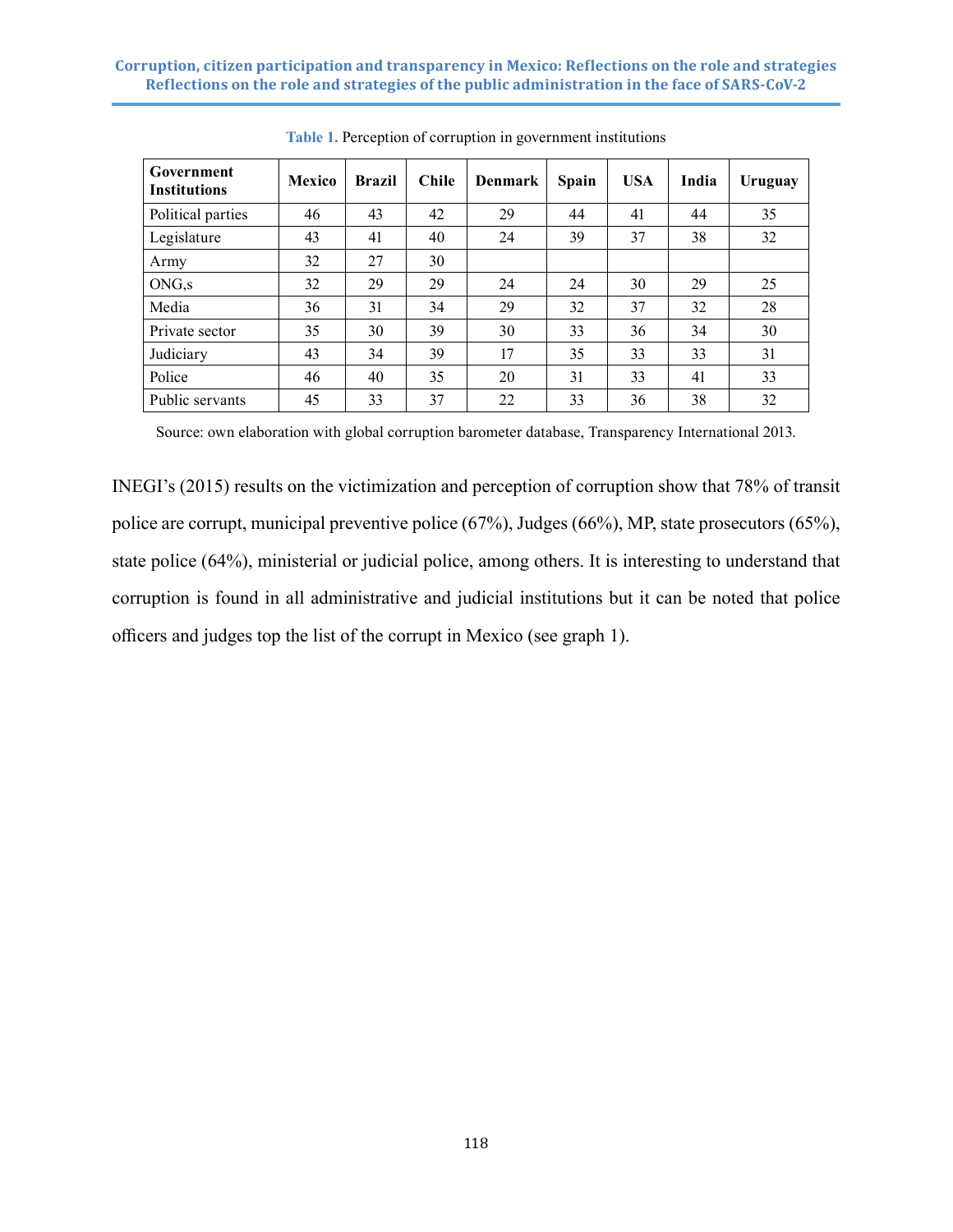**Table 1.** Perception of corruption in government institutions

| Government Institutions | Mexico | Brazil | Chile | Denmark | Spain | USA | India | Uruguay |
|---|---|---|---|---|---|---|---|---|
| Political parties | 46 | 43 | 42 | 29 | 44 | 41 | 44 | 35 |
| Legislature | 43 | 41 | 40 | 24 | 39 | 37 | 38 | 32 |
| Army | 32 | 27 | 30 | | | | | |
| ONG,s | 32 | 29 | 29 | 24 | 24 | 30 | 29 | 25 |
| Media | 36 | 31 | 34 | 29 | 32 | 37 | 32 | 28 |
| Private sector | 35 | 30 | 39 | 30 | 33 | 36 | 34 | 30 |
| Judiciary | 43 | 34 | 39 | 17 | 35 | 33 | 33 | 31 |
| Police | 46 | 40 | 35 | 20 | 31 | 33 | 41 | 33 |
| Public servants | 45 | 33 | 37 | 22 | 33 | 36 | 38 | 32 |

Source: own elaboration with global corruption barometer database, Transparency International 2013.

INEGI's (2015) results on the victimization and perception of corruption show that 78% of transit police are corrupt, municipal preventive police (67%), Judges (66%), MP, state prosecutors (65%), state police (64%), ministerial or judicial police, among others. It is interesting to understand that corruption is found in all administrative and judicial institutions but it can be noted that police officers and judges top the list of the corrupt in Mexico (see graph 1).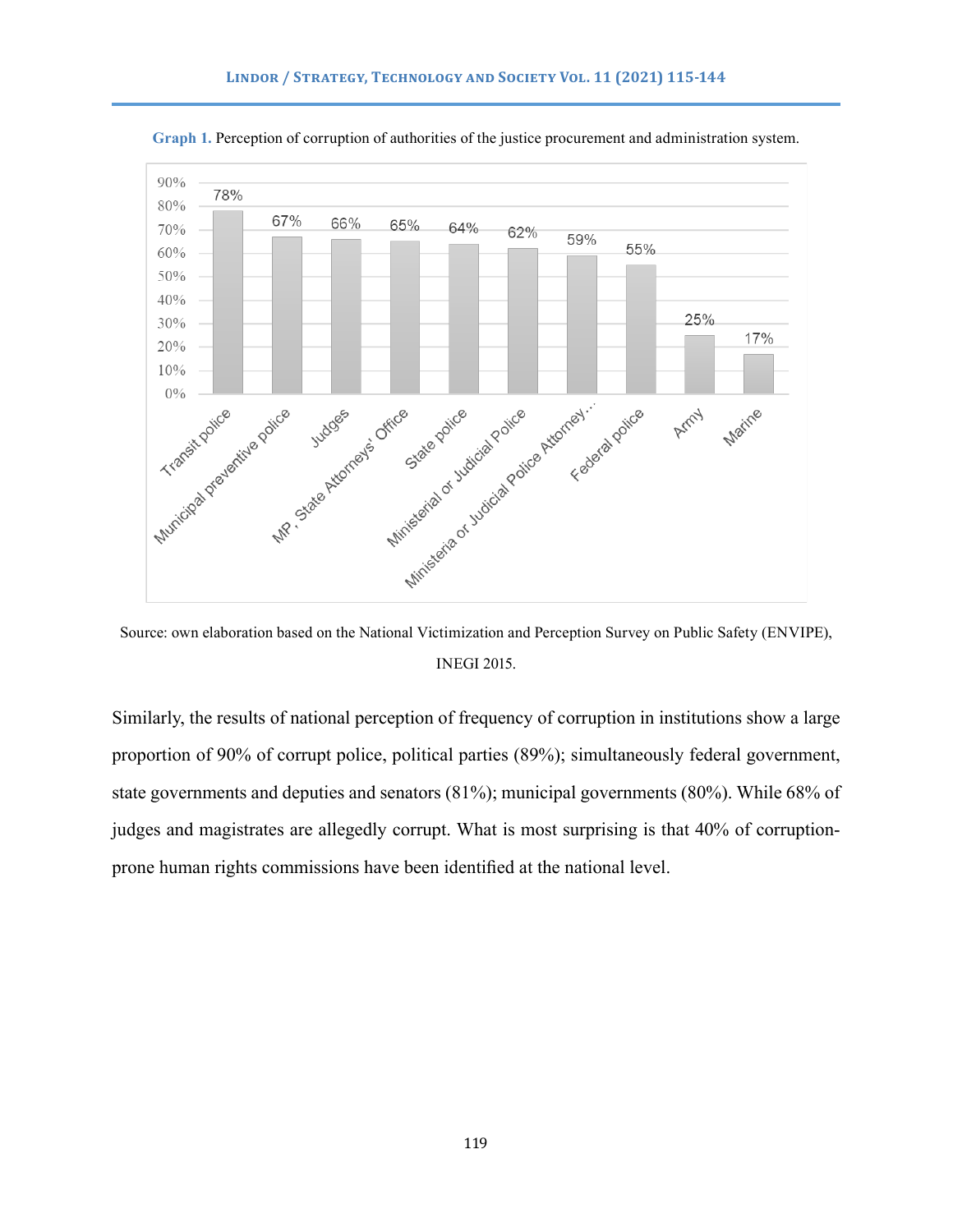**Graph 1.** Perception of corruption of authorities of the justice procurement and administration system.

| Authority | Perception of corruption |
| --- | --- |
| Transit police | 78% |
| Municipal preventive police | 67% |
| Judges | 66% |
| MP, State Attorneys' Office | 65% |
| State police | 64% |
| Ministerial or Judicial Police | 62% |
| Ministeria or Judicial Police Attorney… | 59% |
| Federal police | 55% |
| Army | 25% |
| Marine | 17% |

Source: own elaboration based on the National Victimization and Perception Survey on Public Safety (ENVIPE), INEGI 2015.

Similarly, the results of national perception of frequency of corruption in institutions show a large proportion of 90% of corrupt police, political parties (89%); simultaneously federal government, state governments and deputies and senators (81%); municipal governments (80%). While 68% of judges and magistrates are allegedly corrupt. What is most surprising is that 40% of corruption-prone human rights commissions have been identified at the national level.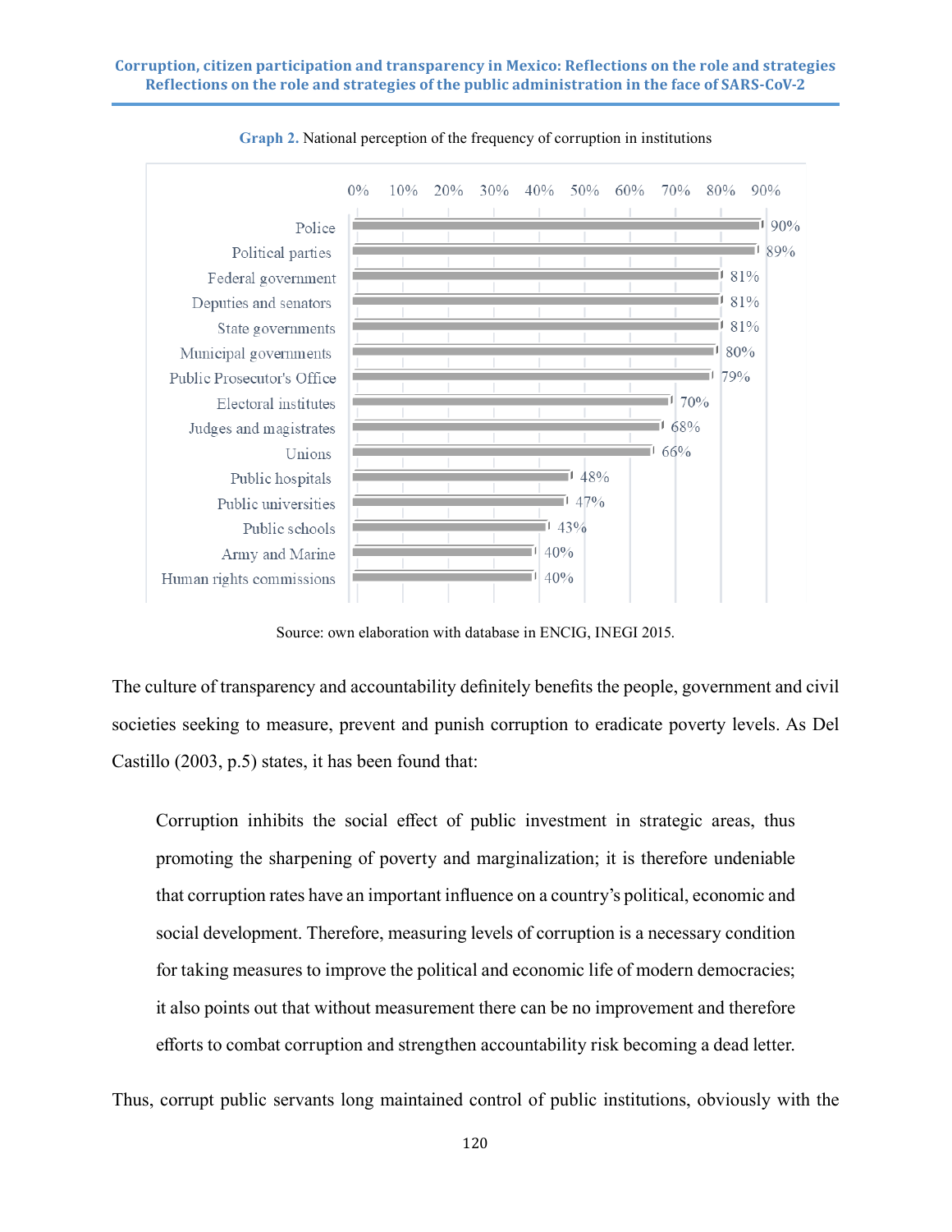**Graph 2.** National perception of the frequency of corruption in institutions

| Institution | Percentage |
|---|---|
| Police | 90% |
| Political parties | 89% |
| Federal government | 81% |
| Deputies and senators | 81% |
| State governments | 81% |
| Municipal governments | 80% |
| Public Prosecutor's Office | 79% |
| Electoral institutes | 70% |
| Judges and magistrates | 68% |
| Unions | 66% |
| Public hospitals | 48% |
| Public universities | 47% |
| Public schools | 43% |
| Army and Marine | 40% |
| Human rights commissions | 40% |

Source: own elaboration with database in ENCIG, INEGI 2015.

The culture of transparency and accountability definitely benefits the people, government and civil societies seeking to measure, prevent and punish corruption to eradicate poverty levels. As Del Castillo (2003, p.5) states, it has been found that:

> Corruption inhibits the social effect of public investment in strategic areas, thus promoting the sharpening of poverty and marginalization; it is therefore undeniable that corruption rates have an important influence on a country's political, economic and social development. Therefore, measuring levels of corruption is a necessary condition for taking measures to improve the political and economic life of modern democracies; it also points out that without measurement there can be no improvement and therefore efforts to combat corruption and strengthen accountability risk becoming a dead letter.

Thus, corrupt public servants long maintained control of public institutions, obviously with the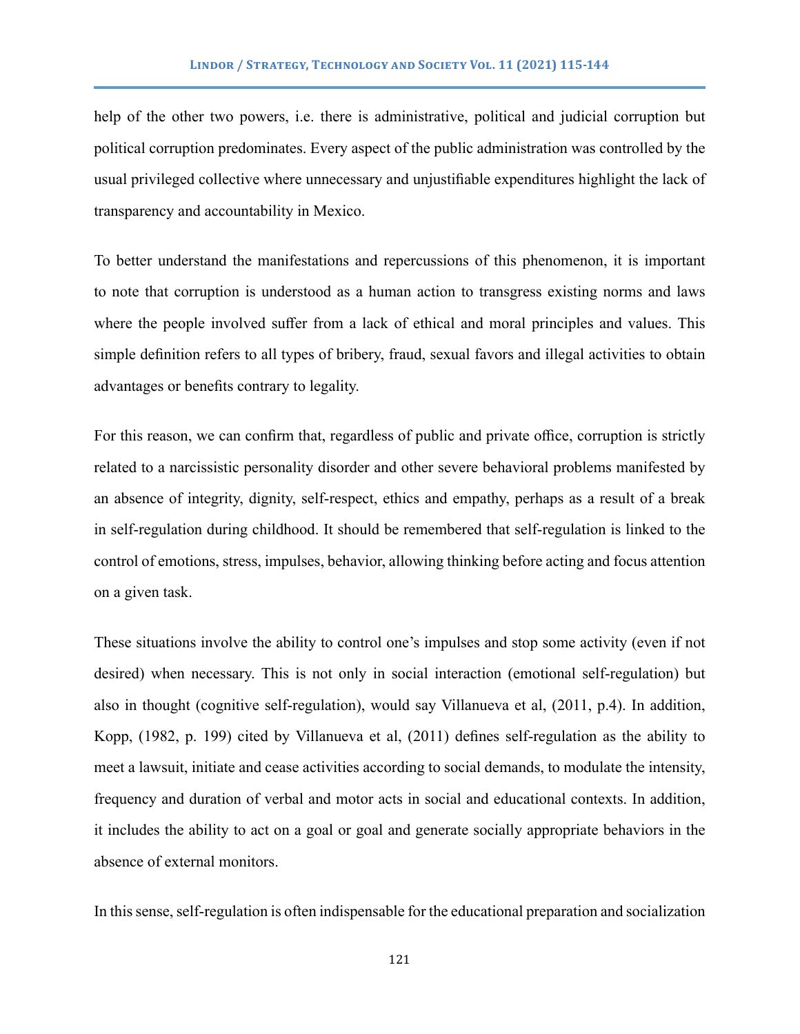help of the other two powers, i.e. there is administrative, political and judicial corruption but political corruption predominates. Every aspect of the public administration was controlled by the usual privileged collective where unnecessary and unjustifiable expenditures highlight the lack of transparency and accountability in Mexico.

To better understand the manifestations and repercussions of this phenomenon, it is important to note that corruption is understood as a human action to transgress existing norms and laws where the people involved suffer from a lack of ethical and moral principles and values. This simple definition refers to all types of bribery, fraud, sexual favors and illegal activities to obtain advantages or benefits contrary to legality.

For this reason, we can confirm that, regardless of public and private office, corruption is strictly related to a narcissistic personality disorder and other severe behavioral problems manifested by an absence of integrity, dignity, self-respect, ethics and empathy, perhaps as a result of a break in self-regulation during childhood. It should be remembered that self-regulation is linked to the control of emotions, stress, impulses, behavior, allowing thinking before acting and focus attention on a given task.

These situations involve the ability to control one's impulses and stop some activity (even if not desired) when necessary. This is not only in social interaction (emotional self-regulation) but also in thought (cognitive self-regulation), would say Villanueva et al, (2011, p.4). In addition, Kopp, (1982, p. 199) cited by Villanueva et al, (2011) defines self-regulation as the ability to meet a lawsuit, initiate and cease activities according to social demands, to modulate the intensity, frequency and duration of verbal and motor acts in social and educational contexts. In addition, it includes the ability to act on a goal or goal and generate socially appropriate behaviors in the absence of external monitors.

In this sense, self-regulation is often indispensable for the educational preparation and socialization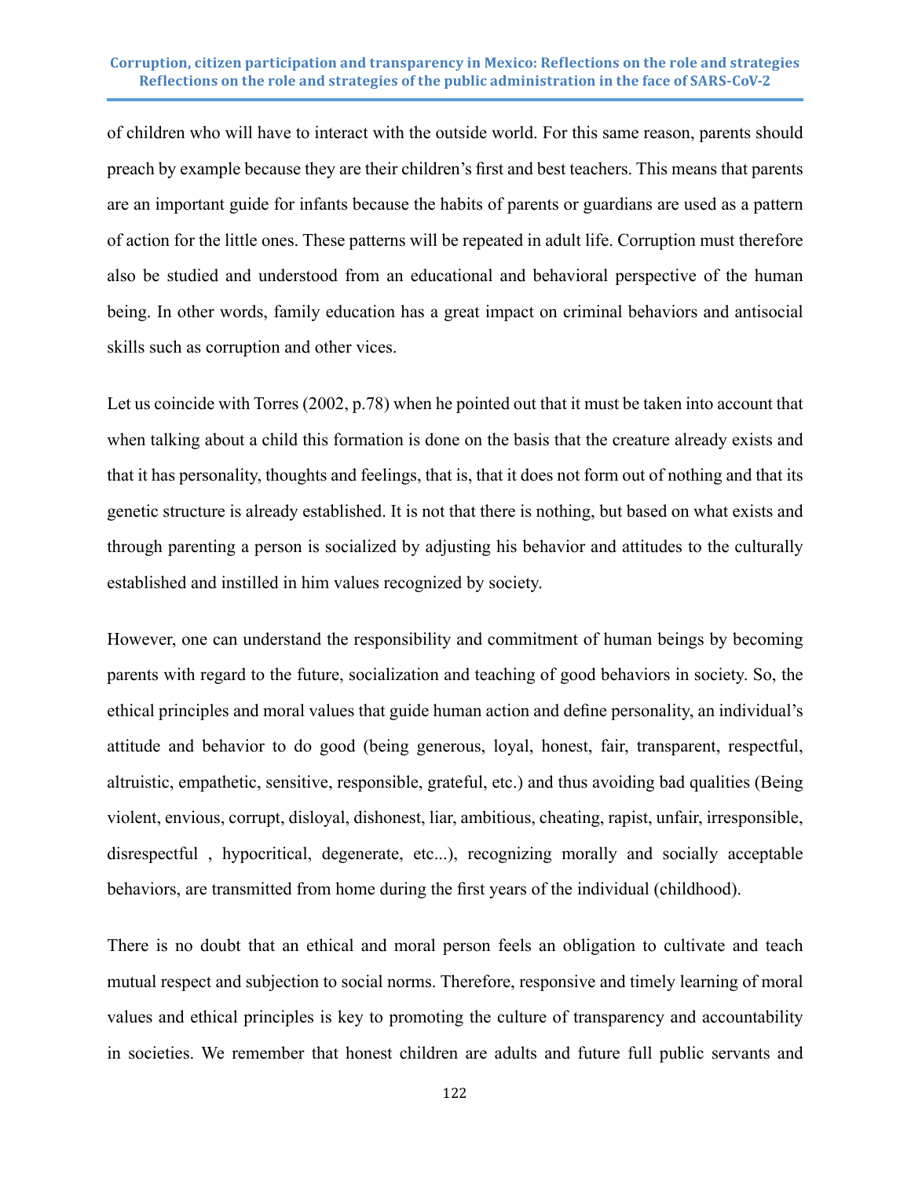of children who will have to interact with the outside world. For this same reason, parents should preach by example because they are their children's first and best teachers. This means that parents are an important guide for infants because the habits of parents or guardians are used as a pattern of action for the little ones. These patterns will be repeated in adult life. Corruption must therefore also be studied and understood from an educational and behavioral perspective of the human being. In other words, family education has a great impact on criminal behaviors and antisocial skills such as corruption and other vices.

Let us coincide with Torres (2002, p.78) when he pointed out that it must be taken into account that when talking about a child this formation is done on the basis that the creature already exists and that it has personality, thoughts and feelings, that is, that it does not form out of nothing and that its genetic structure is already established. It is not that there is nothing, but based on what exists and through parenting a person is socialized by adjusting his behavior and attitudes to the culturally established and instilled in him values recognized by society.

However, one can understand the responsibility and commitment of human beings by becoming parents with regard to the future, socialization and teaching of good behaviors in society. So, the ethical principles and moral values that guide human action and define personality, an individual's attitude and behavior to do good (being generous, loyal, honest, fair, transparent, respectful, altruistic, empathetic, sensitive, responsible, grateful, etc.) and thus avoiding bad qualities (Being violent, envious, corrupt, disloyal, dishonest, liar, ambitious, cheating, rapist, unfair, irresponsible, disrespectful , hypocritical, degenerate, etc...), recognizing morally and socially acceptable behaviors, are transmitted from home during the first years of the individual (childhood).

There is no doubt that an ethical and moral person feels an obligation to cultivate and teach mutual respect and subjection to social norms. Therefore, responsive and timely learning of moral values and ethical principles is key to promoting the culture of transparency and accountability in societies. We remember that honest children are adults and future full public servants and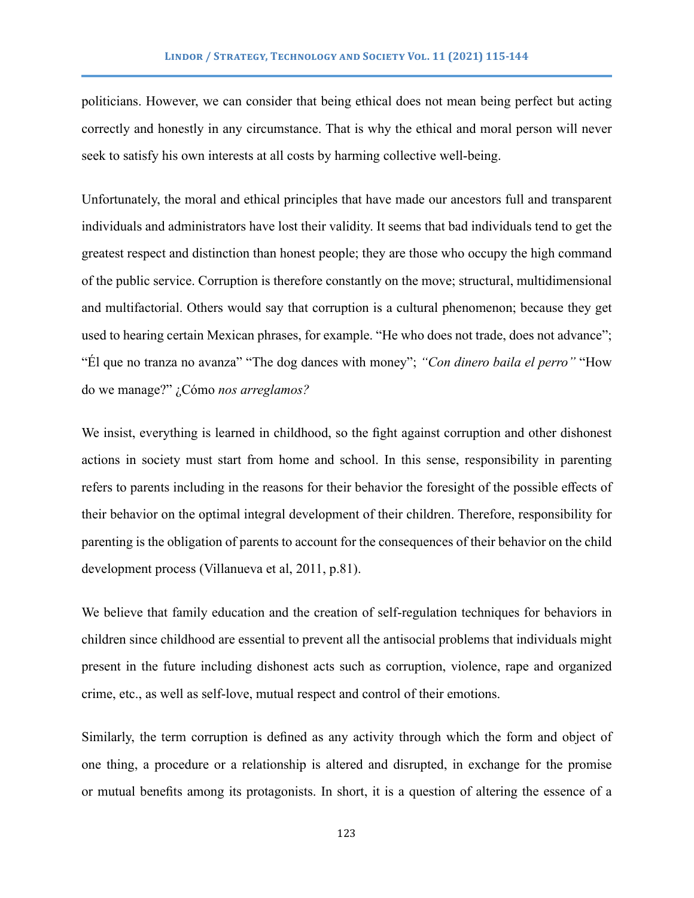politicians. However, we can consider that being ethical does not mean being perfect but acting correctly and honestly in any circumstance. That is why the ethical and moral person will never seek to satisfy his own interests at all costs by harming collective well-being.

Unfortunately, the moral and ethical principles that have made our ancestors full and transparent individuals and administrators have lost their validity. It seems that bad individuals tend to get the greatest respect and distinction than honest people; they are those who occupy the high command of the public service. Corruption is therefore constantly on the move; structural, multidimensional and multifactorial. Others would say that corruption is a cultural phenomenon; because they get used to hearing certain Mexican phrases, for example. "He who does not trade, does not advance"; "Él que no tranza no avanza" "The dog dances with money"; *"Con dinero baila el perro"* "How do we manage?" ¿Cómo *nos arreglamos?*

We insist, everything is learned in childhood, so the fight against corruption and other dishonest actions in society must start from home and school. In this sense, responsibility in parenting refers to parents including in the reasons for their behavior the foresight of the possible effects of their behavior on the optimal integral development of their children. Therefore, responsibility for parenting is the obligation of parents to account for the consequences of their behavior on the child development process (Villanueva et al, 2011, p.81).

We believe that family education and the creation of self-regulation techniques for behaviors in children since childhood are essential to prevent all the antisocial problems that individuals might present in the future including dishonest acts such as corruption, violence, rape and organized crime, etc., as well as self-love, mutual respect and control of their emotions.

Similarly, the term corruption is defined as any activity through which the form and object of one thing, a procedure or a relationship is altered and disrupted, in exchange for the promise or mutual benefits among its protagonists. In short, it is a question of altering the essence of a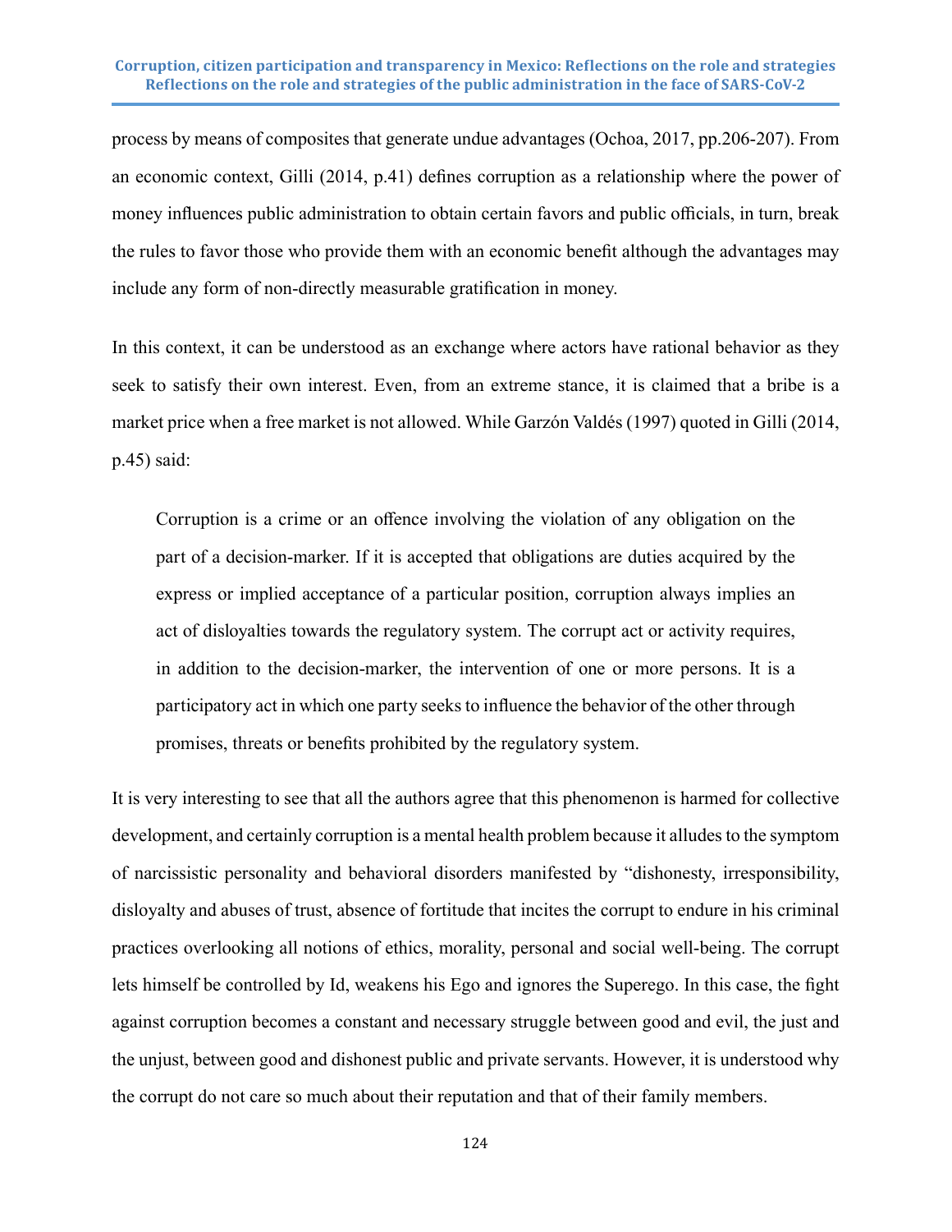process by means of composites that generate undue advantages (Ochoa, 2017, pp.206-207). From an economic context, Gilli (2014, p.41) defines corruption as a relationship where the power of money influences public administration to obtain certain favors and public officials, in turn, break the rules to favor those who provide them with an economic benefit although the advantages may include any form of non-directly measurable gratification in money.

In this context, it can be understood as an exchange where actors have rational behavior as they seek to satisfy their own interest. Even, from an extreme stance, it is claimed that a bribe is a market price when a free market is not allowed. While Garzón Valdés (1997) quoted in Gilli (2014, p.45) said:

> Corruption is a crime or an offence involving the violation of any obligation on the part of a decision-marker. If it is accepted that obligations are duties acquired by the express or implied acceptance of a particular position, corruption always implies an act of disloyalties towards the regulatory system. The corrupt act or activity requires, in addition to the decision-marker, the intervention of one or more persons. It is a participatory act in which one party seeks to influence the behavior of the other through promises, threats or benefits prohibited by the regulatory system.

It is very interesting to see that all the authors agree that this phenomenon is harmed for collective development, and certainly corruption is a mental health problem because it alludes to the symptom of narcissistic personality and behavioral disorders manifested by "dishonesty, irresponsibility, disloyalty and abuses of trust, absence of fortitude that incites the corrupt to endure in his criminal practices overlooking all notions of ethics, morality, personal and social well-being. The corrupt lets himself be controlled by Id, weakens his Ego and ignores the Superego. In this case, the fight against corruption becomes a constant and necessary struggle between good and evil, the just and the unjust, between good and dishonest public and private servants. However, it is understood why the corrupt do not care so much about their reputation and that of their family members.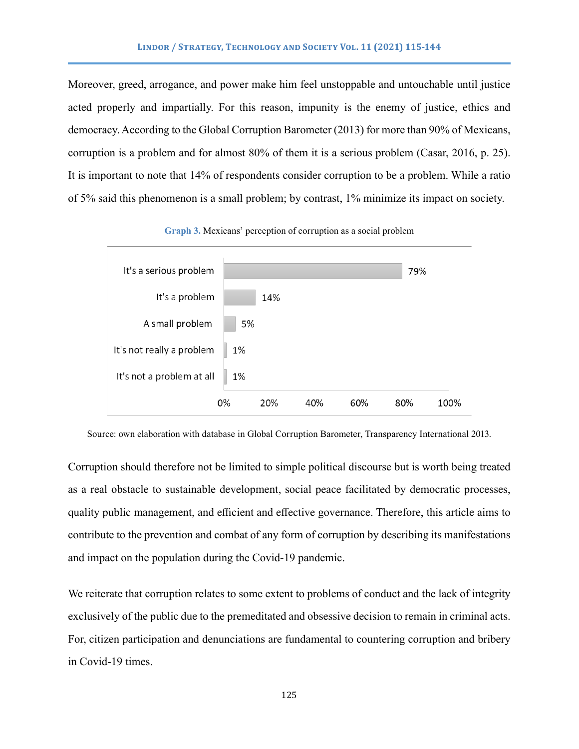Moreover, greed, arrogance, and power make him feel unstoppable and untouchable until justice acted properly and impartially. For this reason, impunity is the enemy of justice, ethics and democracy. According to the Global Corruption Barometer (2013) for more than 90% of Mexicans, corruption is a problem and for almost 80% of them it is a serious problem (Casar, 2016, p. 25). It is important to note that 14% of respondents consider corruption to be a problem. While a ratio of 5% said this phenomenon is a small problem; by contrast, 1% minimize its impact on society.

**Graph 3.** Mexicans' perception of corruption as a social problem

| Response | Percentage |
|---|---|
| It's a serious problem | 79% |
| It's a problem | 14% |
| A small problem | 5% |
| It's not really a problem | 1% |
| It's not a problem at all | 1% |

Source: own elaboration with database in Global Corruption Barometer, Transparency International 2013.

Corruption should therefore not be limited to simple political discourse but is worth being treated as a real obstacle to sustainable development, social peace facilitated by democratic processes, quality public management, and efficient and effective governance. Therefore, this article aims to contribute to the prevention and combat of any form of corruption by describing its manifestations and impact on the population during the Covid-19 pandemic.

We reiterate that corruption relates to some extent to problems of conduct and the lack of integrity exclusively of the public due to the premeditated and obsessive decision to remain in criminal acts. For, citizen participation and denunciations are fundamental to countering corruption and bribery in Covid-19 times.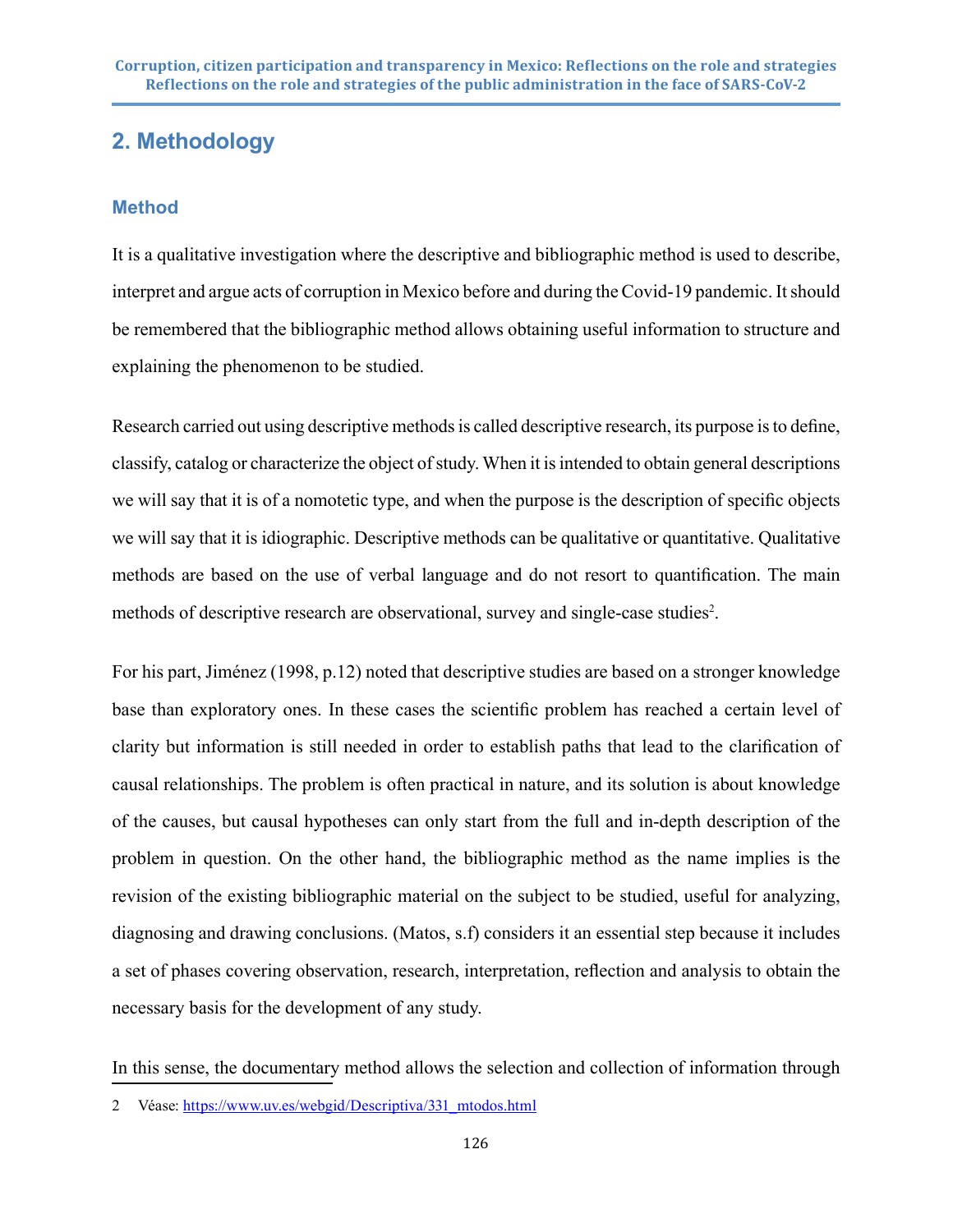## 2. Methodology

### Method

It is a qualitative investigation where the descriptive and bibliographic method is used to describe, interpret and argue acts of corruption in Mexico before and during the Covid-19 pandemic. It should be remembered that the bibliographic method allows obtaining useful information to structure and explaining the phenomenon to be studied.

Research carried out using descriptive methods is called descriptive research, its purpose is to define, classify, catalog or characterize the object of study. When it is intended to obtain general descriptions we will say that it is of a nomotetic type, and when the purpose is the description of specific objects we will say that it is idiographic. Descriptive methods can be qualitative or quantitative. Qualitative methods are based on the use of verbal language and do not resort to quantification. The main methods of descriptive research are observational, survey and single-case studies[2].

For his part, Jiménez (1998, p.12) noted that descriptive studies are based on a stronger knowledge base than exploratory ones. In these cases the scientific problem has reached a certain level of clarity but information is still needed in order to establish paths that lead to the clarification of causal relationships. The problem is often practical in nature, and its solution is about knowledge of the causes, but causal hypotheses can only start from the full and in-depth description of the problem in question. On the other hand, the bibliographic method as the name implies is the revision of the existing bibliographic material on the subject to be studied, useful for analyzing, diagnosing and drawing conclusions. (Matos, s.f) considers it an essential step because it includes a set of phases covering observation, research, interpretation, reflection and analysis to obtain the necessary basis for the development of any study.

In this sense, the documentary method allows the selection and collection of information through

---

2 Véase: https://www.uv.es/webgid/Descriptiva/331_mtodos.html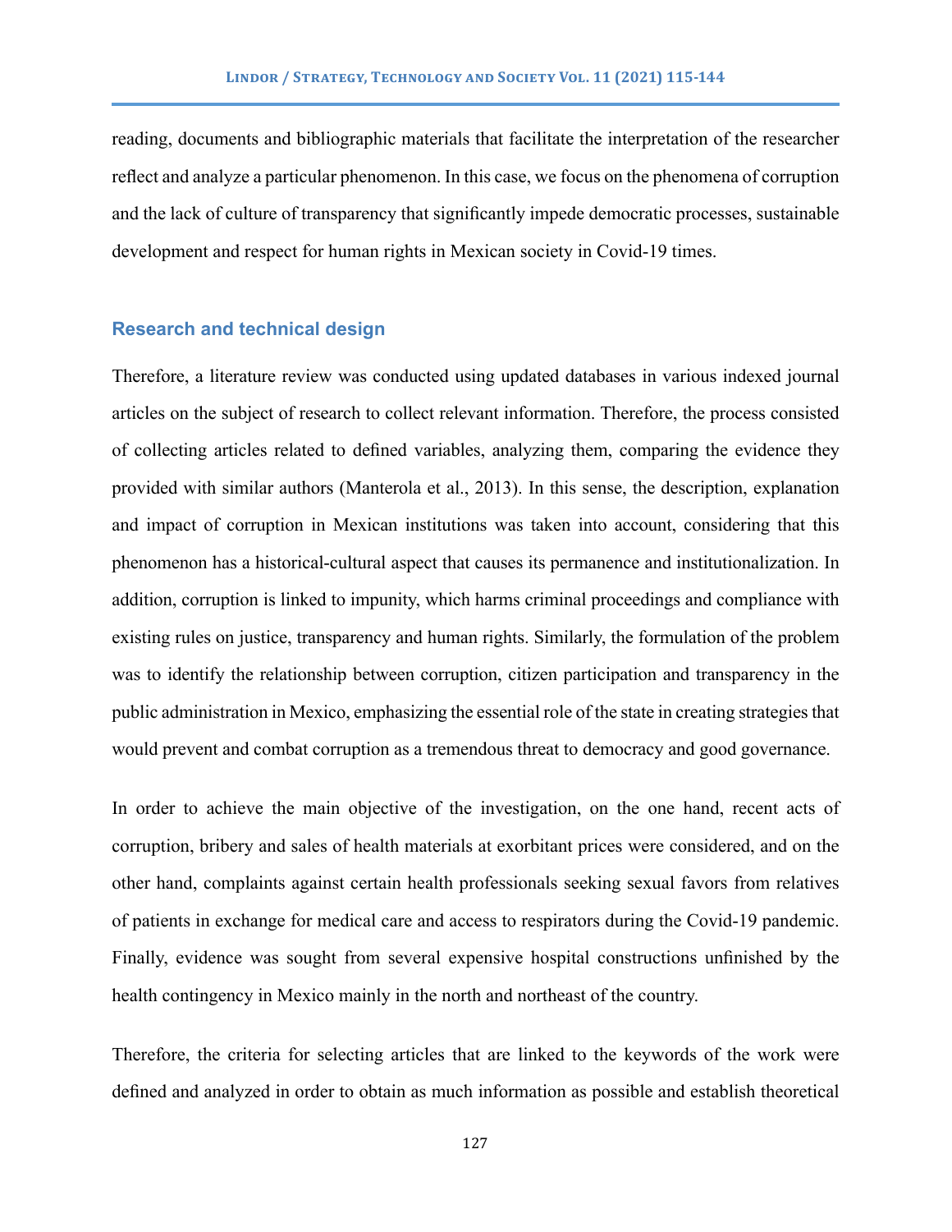reading, documents and bibliographic materials that facilitate the interpretation of the researcher reflect and analyze a particular phenomenon. In this case, we focus on the phenomena of corruption and the lack of culture of transparency that significantly impede democratic processes, sustainable development and respect for human rights in Mexican society in Covid-19 times.

## Research and technical design

Therefore, a literature review was conducted using updated databases in various indexed journal articles on the subject of research to collect relevant information. Therefore, the process consisted of collecting articles related to defined variables, analyzing them, comparing the evidence they provided with similar authors (Manterola et al., 2013). In this sense, the description, explanation and impact of corruption in Mexican institutions was taken into account, considering that this phenomenon has a historical-cultural aspect that causes its permanence and institutionalization. In addition, corruption is linked to impunity, which harms criminal proceedings and compliance with existing rules on justice, transparency and human rights. Similarly, the formulation of the problem was to identify the relationship between corruption, citizen participation and transparency in the public administration in Mexico, emphasizing the essential role of the state in creating strategies that would prevent and combat corruption as a tremendous threat to democracy and good governance.

In order to achieve the main objective of the investigation, on the one hand, recent acts of corruption, bribery and sales of health materials at exorbitant prices were considered, and on the other hand, complaints against certain health professionals seeking sexual favors from relatives of patients in exchange for medical care and access to respirators during the Covid-19 pandemic. Finally, evidence was sought from several expensive hospital constructions unfinished by the health contingency in Mexico mainly in the north and northeast of the country.

Therefore, the criteria for selecting articles that are linked to the keywords of the work were defined and analyzed in order to obtain as much information as possible and establish theoretical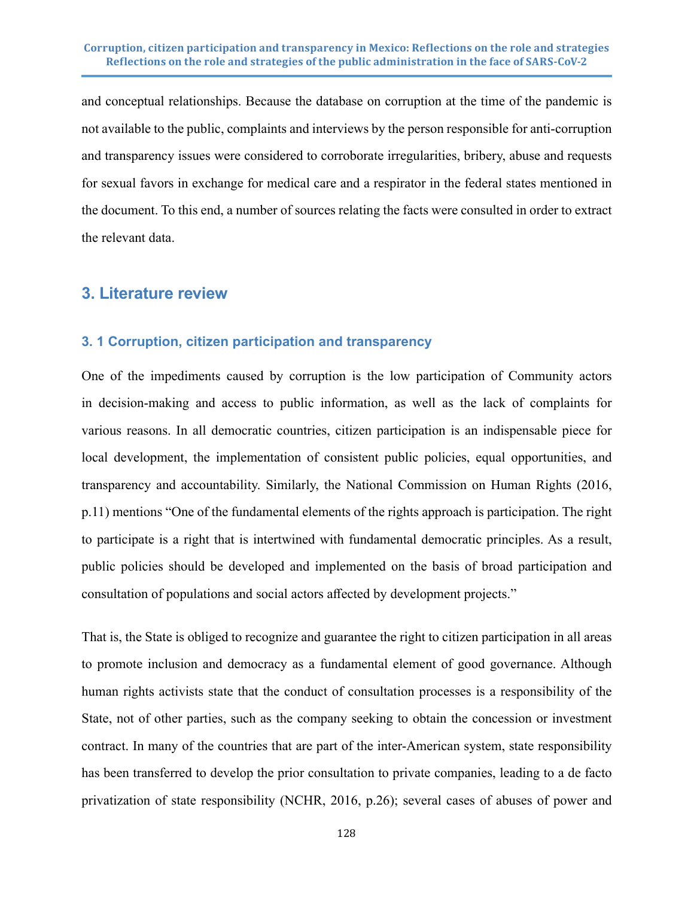and conceptual relationships. Because the database on corruption at the time of the pandemic is not available to the public, complaints and interviews by the person responsible for anti-corruption and transparency issues were considered to corroborate irregularities, bribery, abuse and requests for sexual favors in exchange for medical care and a respirator in the federal states mentioned in the document. To this end, a number of sources relating the facts were consulted in order to extract the relevant data.

## 3. Literature review

### 3. 1 Corruption, citizen participation and transparency

One of the impediments caused by corruption is the low participation of Community actors in decision-making and access to public information, as well as the lack of complaints for various reasons. In all democratic countries, citizen participation is an indispensable piece for local development, the implementation of consistent public policies, equal opportunities, and transparency and accountability. Similarly, the National Commission on Human Rights (2016, p.11) mentions "One of the fundamental elements of the rights approach is participation. The right to participate is a right that is intertwined with fundamental democratic principles. As a result, public policies should be developed and implemented on the basis of broad participation and consultation of populations and social actors affected by development projects."

That is, the State is obliged to recognize and guarantee the right to citizen participation in all areas to promote inclusion and democracy as a fundamental element of good governance. Although human rights activists state that the conduct of consultation processes is a responsibility of the State, not of other parties, such as the company seeking to obtain the concession or investment contract. In many of the countries that are part of the inter-American system, state responsibility has been transferred to develop the prior consultation to private companies, leading to a de facto privatization of state responsibility (NCHR, 2016, p.26); several cases of abuses of power and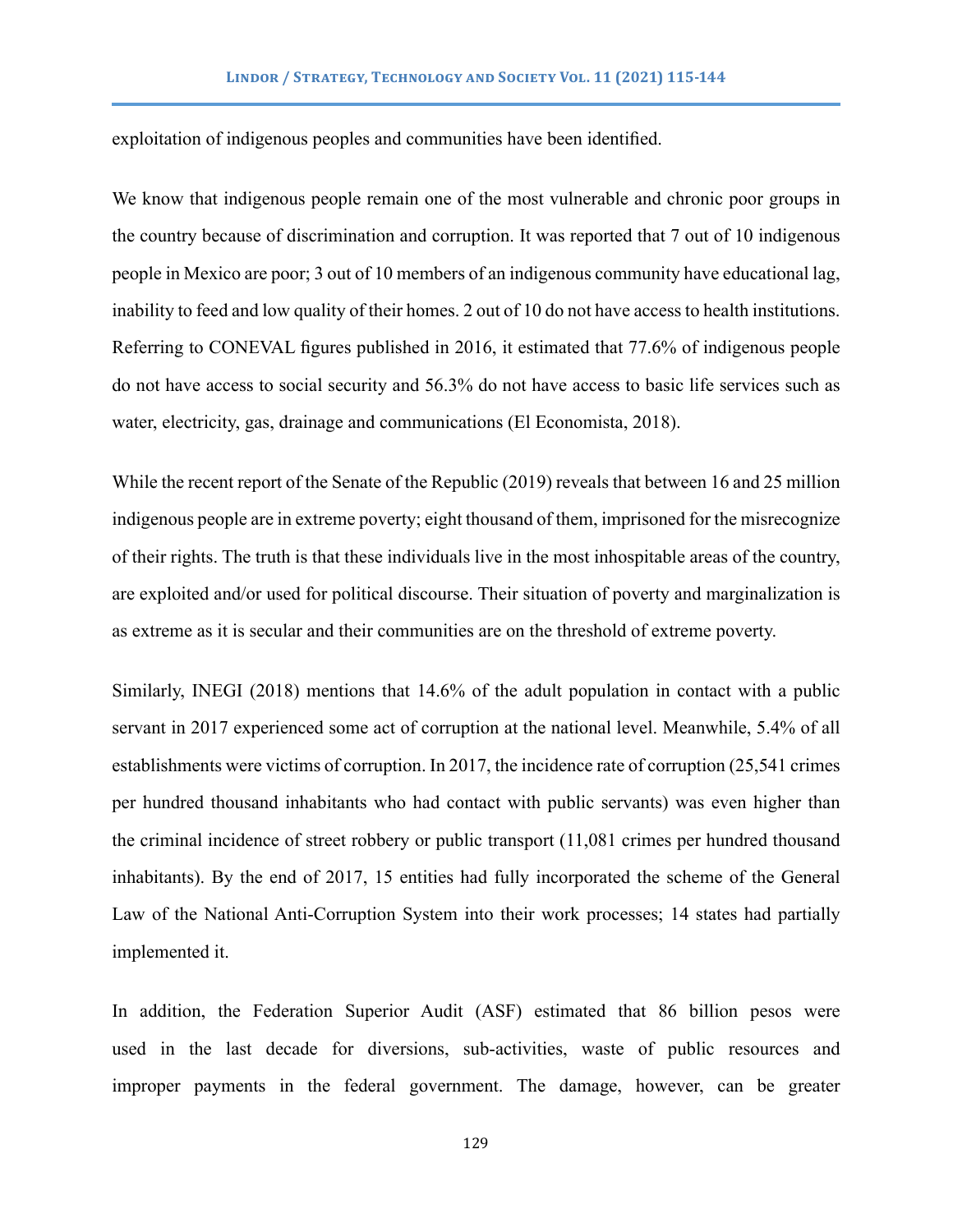exploitation of indigenous peoples and communities have been identified.

We know that indigenous people remain one of the most vulnerable and chronic poor groups in the country because of discrimination and corruption. It was reported that 7 out of 10 indigenous people in Mexico are poor; 3 out of 10 members of an indigenous community have educational lag, inability to feed and low quality of their homes. 2 out of 10 do not have access to health institutions. Referring to CONEVAL figures published in 2016, it estimated that 77.6% of indigenous people do not have access to social security and 56.3% do not have access to basic life services such as water, electricity, gas, drainage and communications (El Economista, 2018).

While the recent report of the Senate of the Republic (2019) reveals that between 16 and 25 million indigenous people are in extreme poverty; eight thousand of them, imprisoned for the misrecognize of their rights. The truth is that these individuals live in the most inhospitable areas of the country, are exploited and/or used for political discourse. Their situation of poverty and marginalization is as extreme as it is secular and their communities are on the threshold of extreme poverty.

Similarly, INEGI (2018) mentions that 14.6% of the adult population in contact with a public servant in 2017 experienced some act of corruption at the national level. Meanwhile, 5.4% of all establishments were victims of corruption. In 2017, the incidence rate of corruption (25,541 crimes per hundred thousand inhabitants who had contact with public servants) was even higher than the criminal incidence of street robbery or public transport (11,081 crimes per hundred thousand inhabitants). By the end of 2017, 15 entities had fully incorporated the scheme of the General Law of the National Anti-Corruption System into their work processes; 14 states had partially implemented it.

In addition, the Federation Superior Audit (ASF) estimated that 86 billion pesos were used in the last decade for diversions, sub-activities, waste of public resources and improper payments in the federal government. The damage, however, can be greater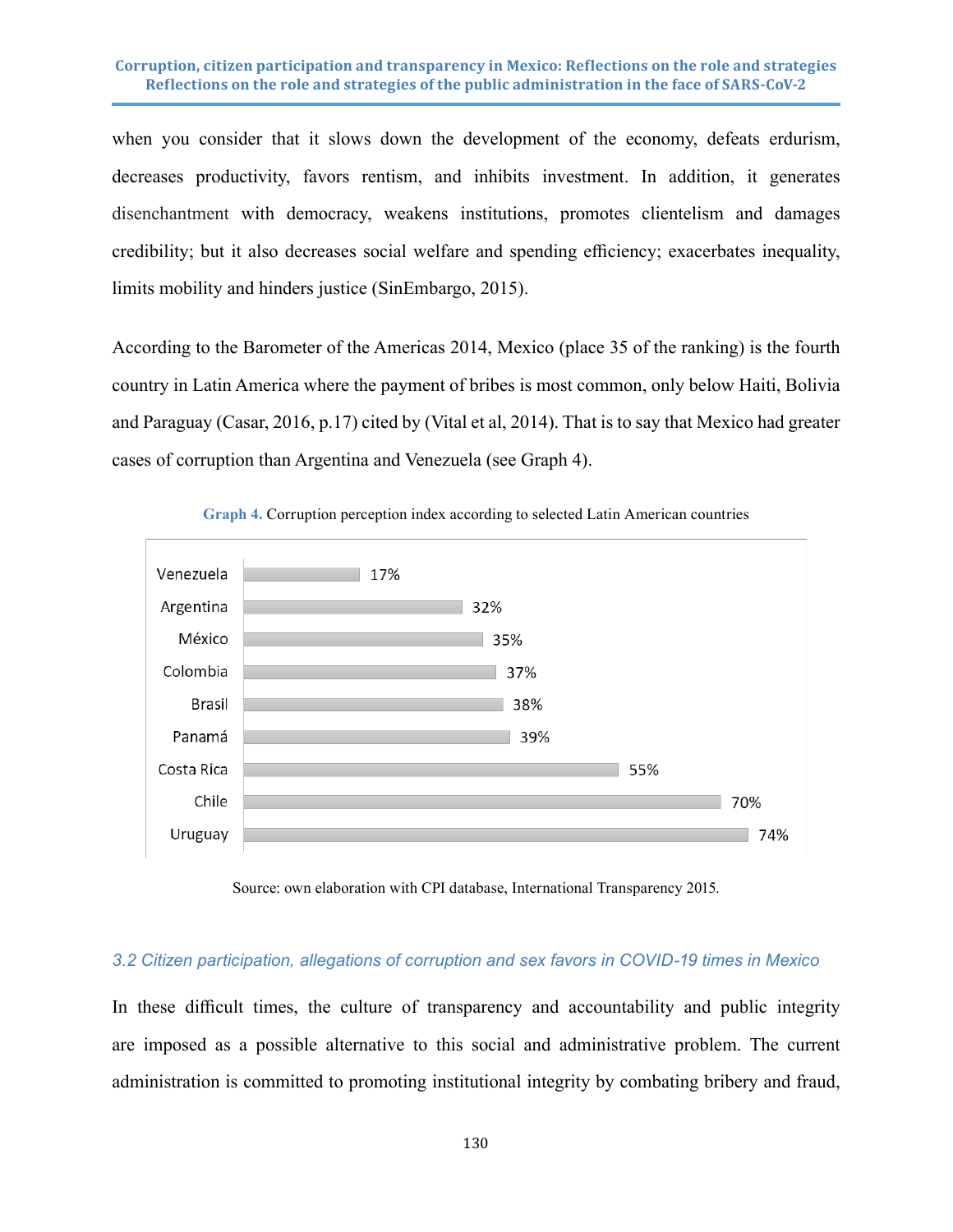when you consider that it slows down the development of the economy, defeats erdurism, decreases productivity, favors rentism, and inhibits investment. In addition, it generates disenchantment with democracy, weakens institutions, promotes clientelism and damages credibility; but it also decreases social welfare and spending efficiency; exacerbates inequality, limits mobility and hinders justice (SinEmbargo, 2015).

According to the Barometer of the Americas 2014, Mexico (place 35 of the ranking) is the fourth country in Latin America where the payment of bribes is most common, only below Haiti, Bolivia and Paraguay (Casar, 2016, p.17) cited by (Vital et al, 2014). That is to say that Mexico had greater cases of corruption than Argentina and Venezuela (see Graph 4).

**Graph 4.** Corruption perception index according to selected Latin American countries

| Country | CPI |
| --- | --- |
| Venezuela | 17% |
| Argentina | 32% |
| México | 35% |
| Colombia | 37% |
| Brasil | 38% |
| Panamá | 39% |
| Costa Rica | 55% |
| Chile | 70% |
| Uruguay | 74% |

Source: own elaboration with CPI database, International Transparency 2015.

### *3.2 Citizen participation, allegations of corruption and sex favors in COVID-19 times in Mexico*

In these difficult times, the culture of transparency and accountability and public integrity are imposed as a possible alternative to this social and administrative problem. The current administration is committed to promoting institutional integrity by combating bribery and fraud,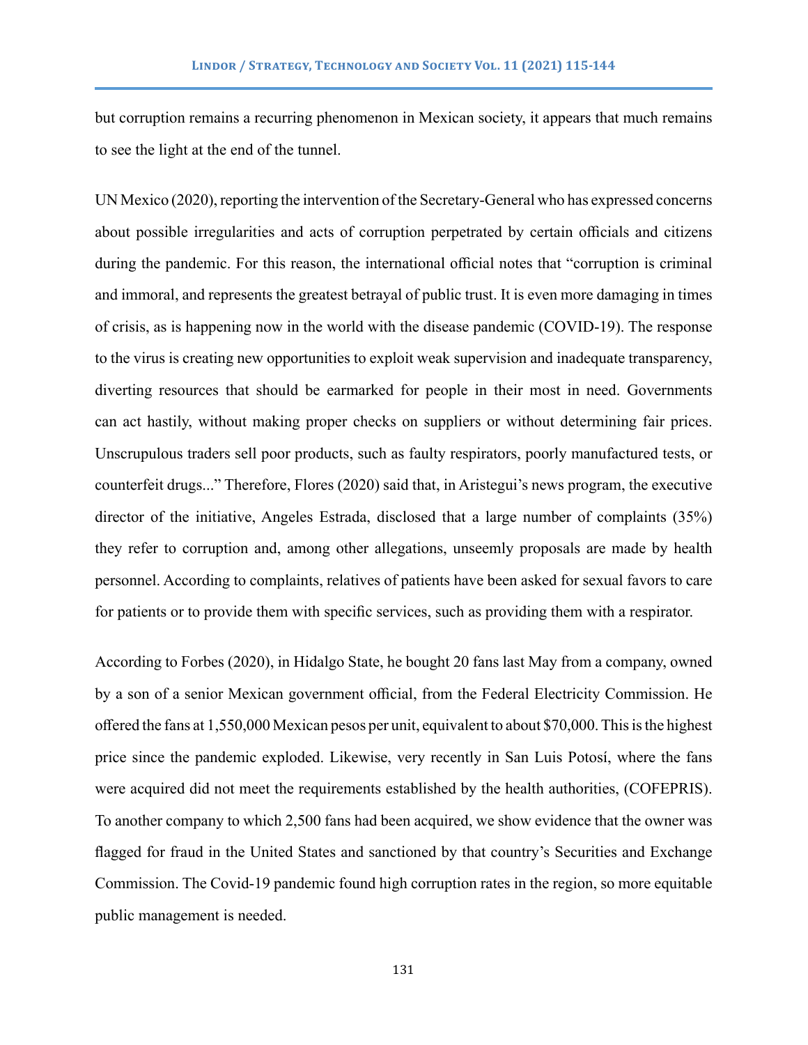but corruption remains a recurring phenomenon in Mexican society, it appears that much remains to see the light at the end of the tunnel.

UN Mexico (2020), reporting the intervention of the Secretary-General who has expressed concerns about possible irregularities and acts of corruption perpetrated by certain officials and citizens during the pandemic. For this reason, the international official notes that "corruption is criminal and immoral, and represents the greatest betrayal of public trust. It is even more damaging in times of crisis, as is happening now in the world with the disease pandemic (COVID-19). The response to the virus is creating new opportunities to exploit weak supervision and inadequate transparency, diverting resources that should be earmarked for people in their most in need. Governments can act hastily, without making proper checks on suppliers or without determining fair prices. Unscrupulous traders sell poor products, such as faulty respirators, poorly manufactured tests, or counterfeit drugs..." Therefore, Flores (2020) said that, in Aristegui's news program, the executive director of the initiative, Angeles Estrada, disclosed that a large number of complaints (35%) they refer to corruption and, among other allegations, unseemly proposals are made by health personnel. According to complaints, relatives of patients have been asked for sexual favors to care for patients or to provide them with specific services, such as providing them with a respirator.

According to Forbes (2020), in Hidalgo State, he bought 20 fans last May from a company, owned by a son of a senior Mexican government official, from the Federal Electricity Commission. He offered the fans at 1,550,000 Mexican pesos per unit, equivalent to about $70,000. This is the highest price since the pandemic exploded. Likewise, very recently in San Luis Potosí, where the fans were acquired did not meet the requirements established by the health authorities, (COFEPRIS). To another company to which 2,500 fans had been acquired, we show evidence that the owner was flagged for fraud in the United States and sanctioned by that country's Securities and Exchange Commission. The Covid-19 pandemic found high corruption rates in the region, so more equitable public management is needed.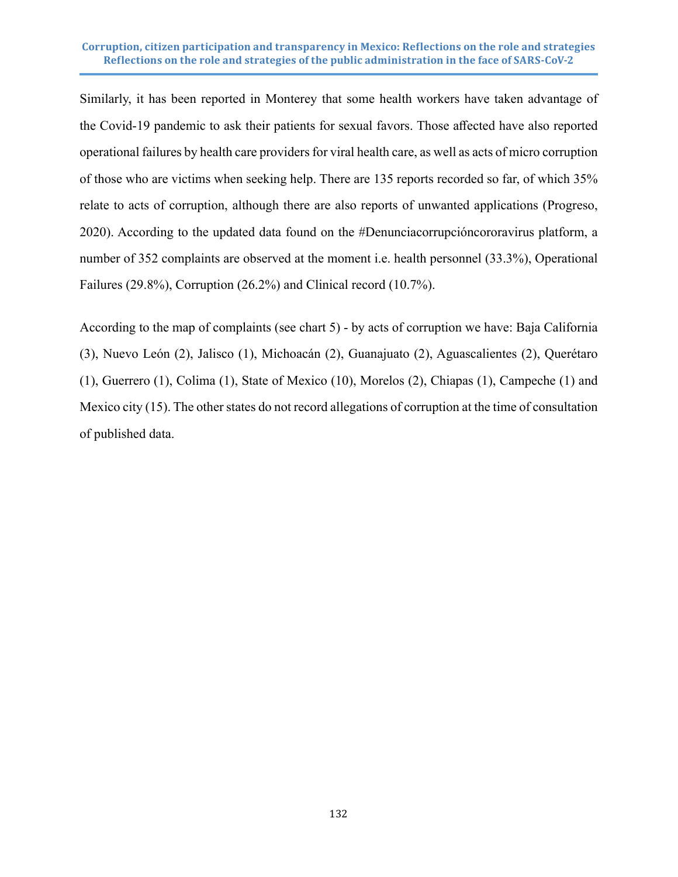Similarly, it has been reported in Monterey that some health workers have taken advantage of the Covid-19 pandemic to ask their patients for sexual favors. Those affected have also reported operational failures by health care providers for viral health care, as well as acts of micro corruption of those who are victims when seeking help. There are 135 reports recorded so far, of which 35% relate to acts of corruption, although there are also reports of unwanted applications (Progreso, 2020). According to the updated data found on the #Denunciacorrupcióncororavirus platform, a number of 352 complaints are observed at the moment i.e. health personnel (33.3%), Operational Failures (29.8%), Corruption (26.2%) and Clinical record (10.7%).

According to the map of complaints (see chart 5) - by acts of corruption we have: Baja California (3), Nuevo León (2), Jalisco (1), Michoacán (2), Guanajuato (2), Aguascalientes (2), Querétaro (1), Guerrero (1), Colima (1), State of Mexico (10), Morelos (2), Chiapas (1), Campeche (1) and Mexico city (15). The other states do not record allegations of corruption at the time of consultation of published data.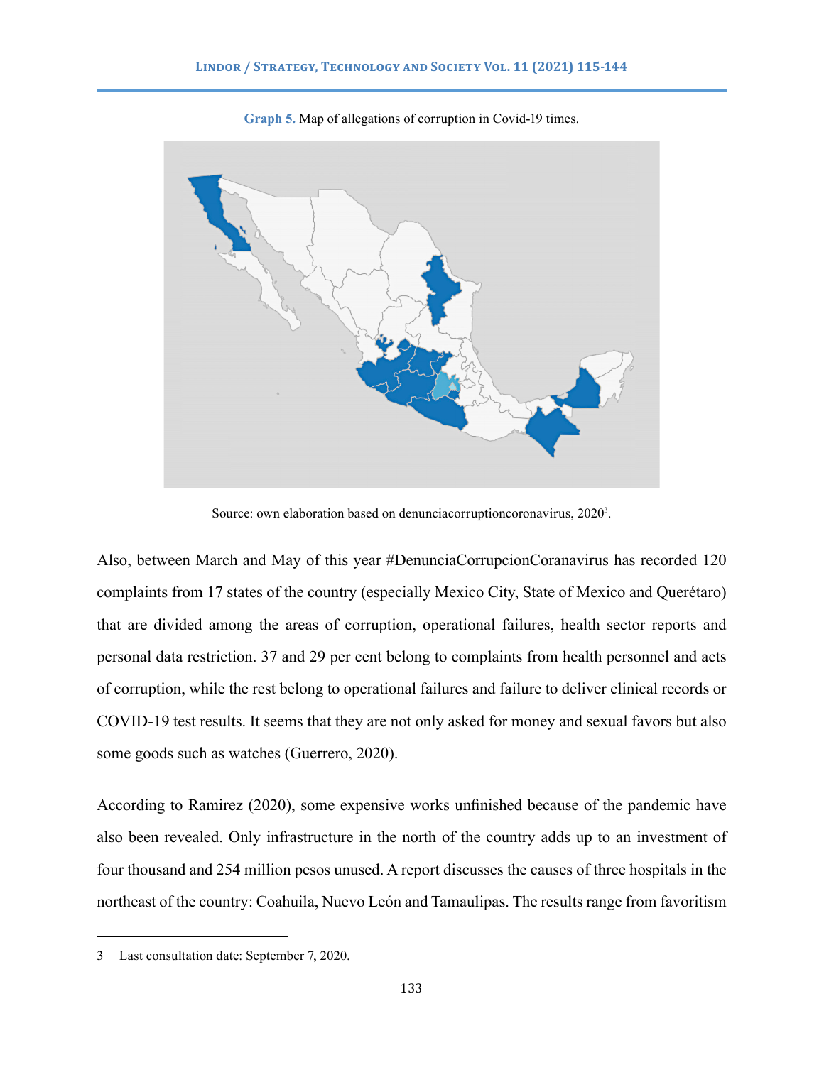**Graph 5.** Map of allegations of corruption in Covid-19 times.

Source: own elaboration based on denunciacorruptioncoronavirus, 2020[3].

Also, between March and May of this year #DenunciaCorrupcionCoranavirus has recorded 120 complaints from 17 states of the country (especially Mexico City, State of Mexico and Querétaro) that are divided among the areas of corruption, operational failures, health sector reports and personal data restriction. 37 and 29 per cent belong to complaints from health personnel and acts of corruption, while the rest belong to operational failures and failure to deliver clinical records or COVID-19 test results. It seems that they are not only asked for money and sexual favors but also some goods such as watches (Guerrero, 2020).

According to Ramirez (2020), some expensive works unfinished because of the pandemic have also been revealed. Only infrastructure in the north of the country adds up to an investment of four thousand and 254 million pesos unused. A report discusses the causes of three hospitals in the northeast of the country: Coahuila, Nuevo León and Tamaulipas. The results range from favoritism

---

3 Last consultation date: September 7, 2020.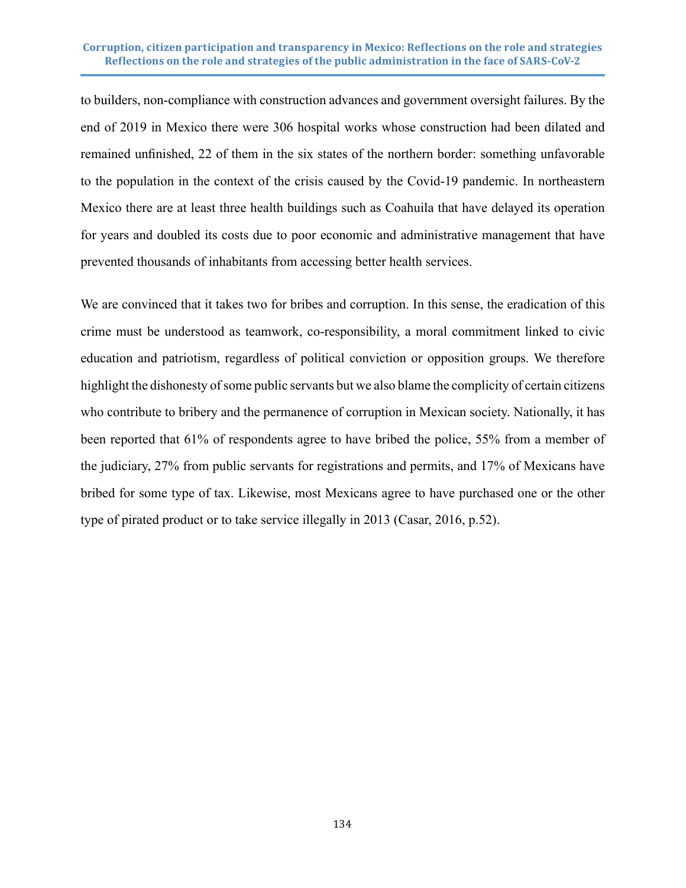to builders, non-compliance with construction advances and government oversight failures. By the end of 2019 in Mexico there were 306 hospital works whose construction had been dilated and remained unfinished, 22 of them in the six states of the northern border: something unfavorable to the population in the context of the crisis caused by the Covid-19 pandemic. In northeastern Mexico there are at least three health buildings such as Coahuila that have delayed its operation for years and doubled its costs due to poor economic and administrative management that have prevented thousands of inhabitants from accessing better health services.

We are convinced that it takes two for bribes and corruption. In this sense, the eradication of this crime must be understood as teamwork, co-responsibility, a moral commitment linked to civic education and patriotism, regardless of political conviction or opposition groups. We therefore highlight the dishonesty of some public servants but we also blame the complicity of certain citizens who contribute to bribery and the permanence of corruption in Mexican society. Nationally, it has been reported that 61% of respondents agree to have bribed the police, 55% from a member of the judiciary, 27% from public servants for registrations and permits, and 17% of Mexicans have bribed for some type of tax. Likewise, most Mexicans agree to have purchased one or the other type of pirated product or to take service illegally in 2013 (Casar, 2016, p.52).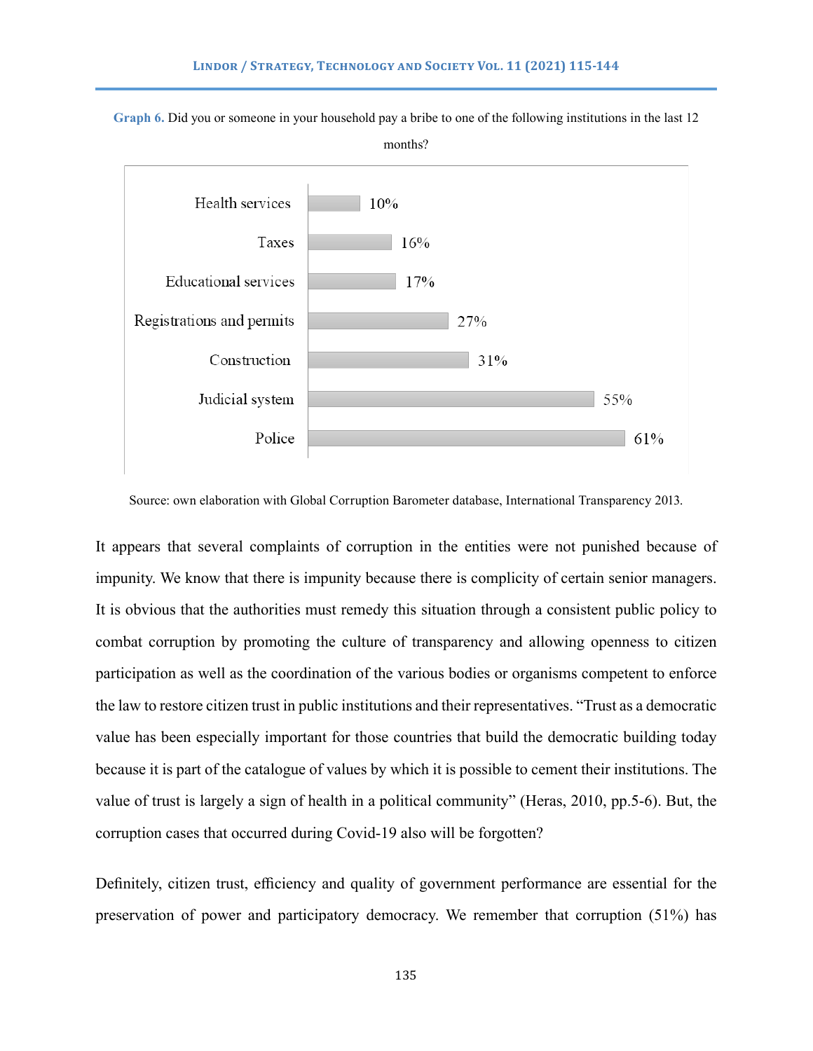**Graph 6.** Did you or someone in your household pay a bribe to one of the following institutions in the last 12 months?

| Institution | % |
|---|---|
| Health services | 10% |
| Taxes | 16% |
| Educational services | 17% |
| Registrations and permits | 27% |
| Construction | 31% |
| Judicial system | 55% |
| Police | 61% |

Source: own elaboration with Global Corruption Barometer database, International Transparency 2013.

It appears that several complaints of corruption in the entities were not punished because of impunity. We know that there is impunity because there is complicity of certain senior managers. It is obvious that the authorities must remedy this situation through a consistent public policy to combat corruption by promoting the culture of transparency and allowing openness to citizen participation as well as the coordination of the various bodies or organisms competent to enforce the law to restore citizen trust in public institutions and their representatives. "Trust as a democratic value has been especially important for those countries that build the democratic building today because it is part of the catalogue of values by which it is possible to cement their institutions. The value of trust is largely a sign of health in a political community" (Heras, 2010, pp.5-6). But, the corruption cases that occurred during Covid-19 also will be forgotten?

Definitely, citizen trust, efficiency and quality of government performance are essential for the preservation of power and participatory democracy. We remember that corruption (51%) has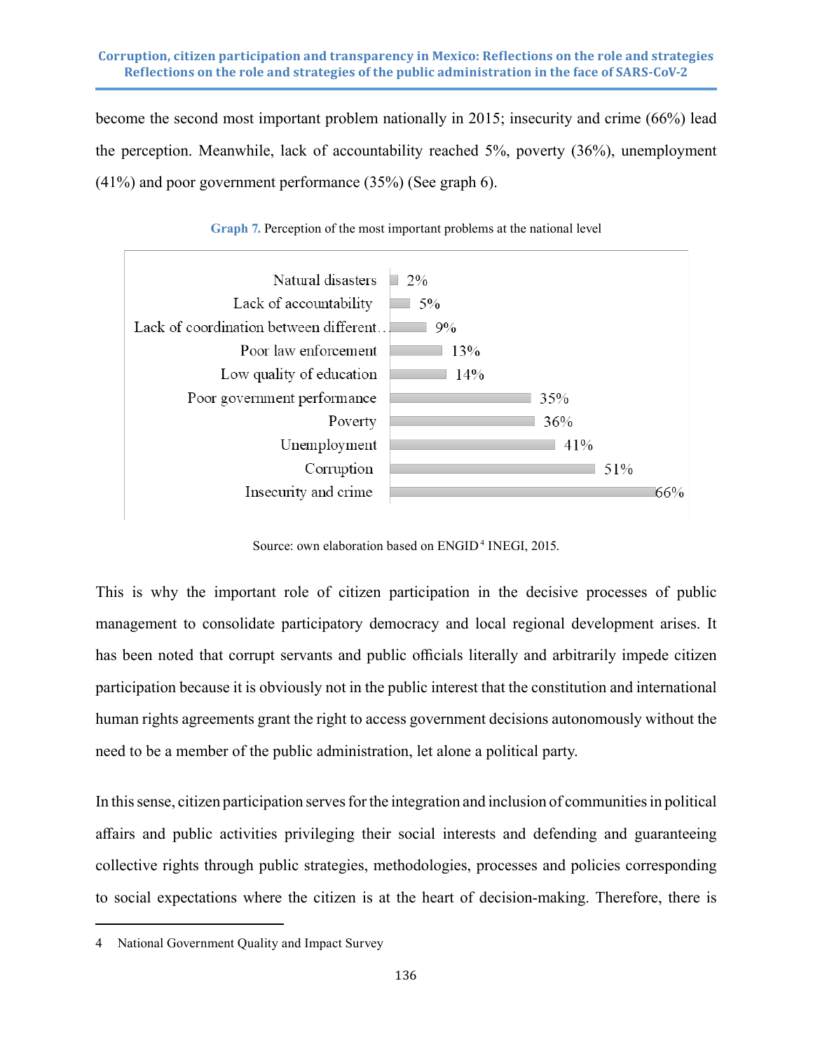become the second most important problem nationally in 2015; insecurity and crime (66%) lead the perception. Meanwhile, lack of accountability reached 5%, poverty (36%), unemployment (41%) and poor government performance (35%) (See graph 6).

**Graph 7.** Perception of the most important problems at the national level

| Problem | Percentage |
|---|---|
| Natural disasters | 2% |
| Lack of accountability | 5% |
| Lack of coordination between different… | 9% |
| Poor law enforcement | 13% |
| Low quality of education | 14% |
| Poor government performance | 35% |
| Poverty | 36% |
| Unemployment | 41% |
| Corruption | 51% |
| Insecurity and crime | 66% |

Source: own elaboration based on ENGID[4] INEGI, 2015.

This is why the important role of citizen participation in the decisive processes of public management to consolidate participatory democracy and local regional development arises. It has been noted that corrupt servants and public officials literally and arbitrarily impede citizen participation because it is obviously not in the public interest that the constitution and international human rights agreements grant the right to access government decisions autonomously without the need to be a member of the public administration, let alone a political party.

In this sense, citizen participation serves for the integration and inclusion of communities in political affairs and public activities privileging their social interests and defending and guaranteeing collective rights through public strategies, methodologies, processes and policies corresponding to social expectations where the citizen is at the heart of decision-making. Therefore, there is

4 National Government Quality and Impact Survey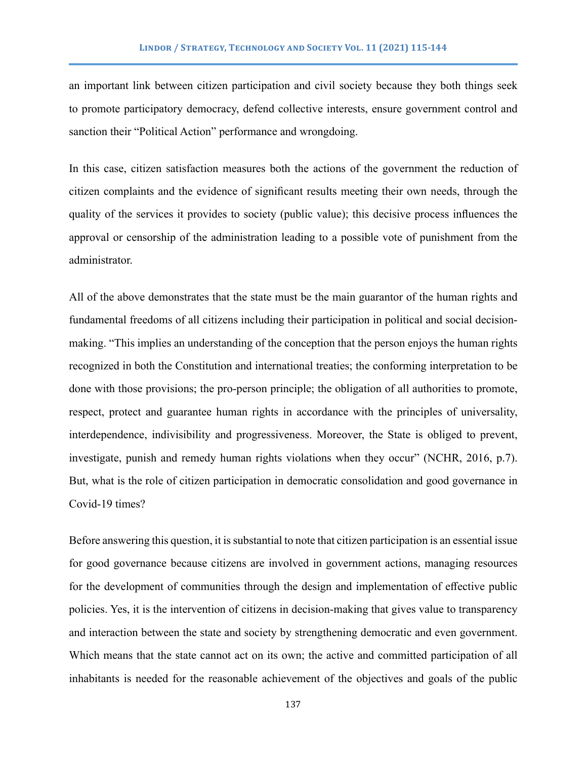an important link between citizen participation and civil society because they both things seek to promote participatory democracy, defend collective interests, ensure government control and sanction their "Political Action" performance and wrongdoing.

In this case, citizen satisfaction measures both the actions of the government the reduction of citizen complaints and the evidence of significant results meeting their own needs, through the quality of the services it provides to society (public value); this decisive process influences the approval or censorship of the administration leading to a possible vote of punishment from the administrator.

All of the above demonstrates that the state must be the main guarantor of the human rights and fundamental freedoms of all citizens including their participation in political and social decision-making. "This implies an understanding of the conception that the person enjoys the human rights recognized in both the Constitution and international treaties; the conforming interpretation to be done with those provisions; the pro-person principle; the obligation of all authorities to promote, respect, protect and guarantee human rights in accordance with the principles of universality, interdependence, indivisibility and progressiveness. Moreover, the State is obliged to prevent, investigate, punish and remedy human rights violations when they occur" (NCHR, 2016, p.7). But, what is the role of citizen participation in democratic consolidation and good governance in Covid-19 times?

Before answering this question, it is substantial to note that citizen participation is an essential issue for good governance because citizens are involved in government actions, managing resources for the development of communities through the design and implementation of effective public policies. Yes, it is the intervention of citizens in decision-making that gives value to transparency and interaction between the state and society by strengthening democratic and even government. Which means that the state cannot act on its own; the active and committed participation of all inhabitants is needed for the reasonable achievement of the objectives and goals of the public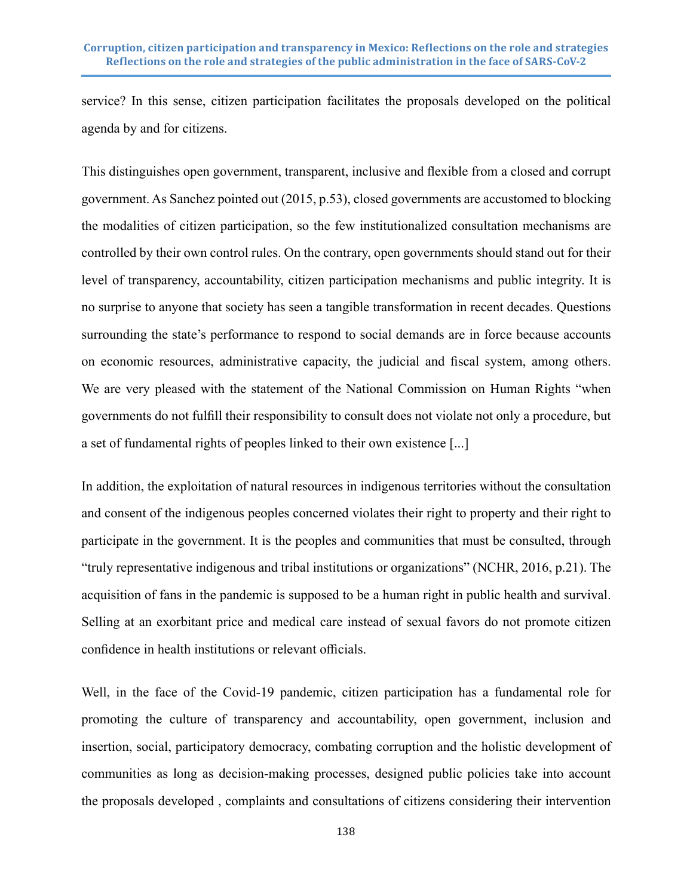service? In this sense, citizen participation facilitates the proposals developed on the political agenda by and for citizens.

This distinguishes open government, transparent, inclusive and flexible from a closed and corrupt government. As Sanchez pointed out (2015, p.53), closed governments are accustomed to blocking the modalities of citizen participation, so the few institutionalized consultation mechanisms are controlled by their own control rules. On the contrary, open governments should stand out for their level of transparency, accountability, citizen participation mechanisms and public integrity. It is no surprise to anyone that society has seen a tangible transformation in recent decades. Questions surrounding the state's performance to respond to social demands are in force because accounts on economic resources, administrative capacity, the judicial and fiscal system, among others. We are very pleased with the statement of the National Commission on Human Rights "when governments do not fulfill their responsibility to consult does not violate not only a procedure, but a set of fundamental rights of peoples linked to their own existence [...]

In addition, the exploitation of natural resources in indigenous territories without the consultation and consent of the indigenous peoples concerned violates their right to property and their right to participate in the government. It is the peoples and communities that must be consulted, through "truly representative indigenous and tribal institutions or organizations" (NCHR, 2016, p.21). The acquisition of fans in the pandemic is supposed to be a human right in public health and survival. Selling at an exorbitant price and medical care instead of sexual favors do not promote citizen confidence in health institutions or relevant officials.

Well, in the face of the Covid-19 pandemic, citizen participation has a fundamental role for promoting the culture of transparency and accountability, open government, inclusion and insertion, social, participatory democracy, combating corruption and the holistic development of communities as long as decision-making processes, designed public policies take into account the proposals developed , complaints and consultations of citizens considering their intervention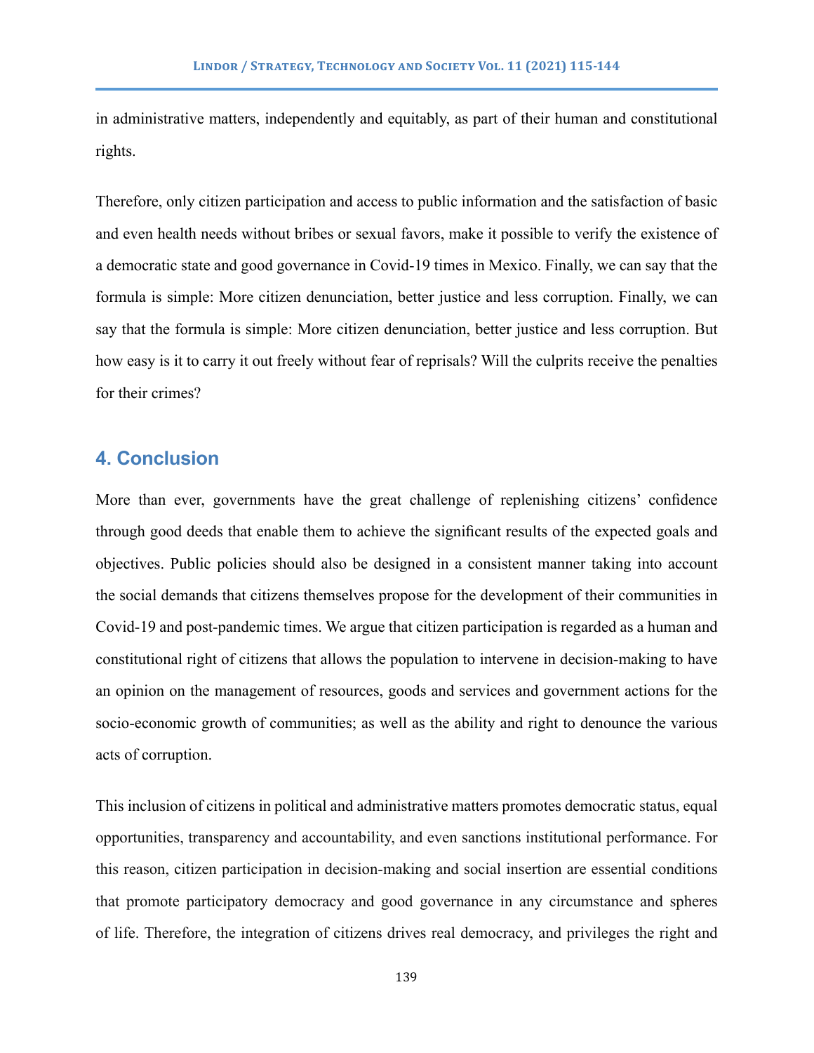in administrative matters, independently and equitably, as part of their human and constitutional rights.

Therefore, only citizen participation and access to public information and the satisfaction of basic and even health needs without bribes or sexual favors, make it possible to verify the existence of a democratic state and good governance in Covid-19 times in Mexico. Finally, we can say that the formula is simple: More citizen denunciation, better justice and less corruption. Finally, we can say that the formula is simple: More citizen denunciation, better justice and less corruption. But how easy is it to carry it out freely without fear of reprisals? Will the culprits receive the penalties for their crimes?

## 4. Conclusion

More than ever, governments have the great challenge of replenishing citizens' confidence through good deeds that enable them to achieve the significant results of the expected goals and objectives. Public policies should also be designed in a consistent manner taking into account the social demands that citizens themselves propose for the development of their communities in Covid-19 and post-pandemic times. We argue that citizen participation is regarded as a human and constitutional right of citizens that allows the population to intervene in decision-making to have an opinion on the management of resources, goods and services and government actions for the socio-economic growth of communities; as well as the ability and right to denounce the various acts of corruption.

This inclusion of citizens in political and administrative matters promotes democratic status, equal opportunities, transparency and accountability, and even sanctions institutional performance. For this reason, citizen participation in decision-making and social insertion are essential conditions that promote participatory democracy and good governance in any circumstance and spheres of life. Therefore, the integration of citizens drives real democracy, and privileges the right and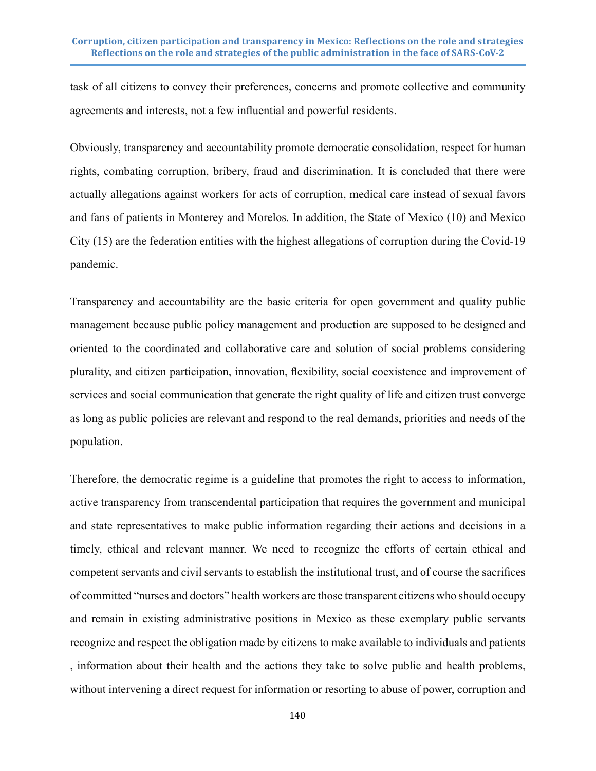task of all citizens to convey their preferences, concerns and promote collective and community agreements and interests, not a few influential and powerful residents.

Obviously, transparency and accountability promote democratic consolidation, respect for human rights, combating corruption, bribery, fraud and discrimination. It is concluded that there were actually allegations against workers for acts of corruption, medical care instead of sexual favors and fans of patients in Monterey and Morelos. In addition, the State of Mexico (10) and Mexico City (15) are the federation entities with the highest allegations of corruption during the Covid-19 pandemic.

Transparency and accountability are the basic criteria for open government and quality public management because public policy management and production are supposed to be designed and oriented to the coordinated and collaborative care and solution of social problems considering plurality, and citizen participation, innovation, flexibility, social coexistence and improvement of services and social communication that generate the right quality of life and citizen trust converge as long as public policies are relevant and respond to the real demands, priorities and needs of the population.

Therefore, the democratic regime is a guideline that promotes the right to access to information, active transparency from transcendental participation that requires the government and municipal and state representatives to make public information regarding their actions and decisions in a timely, ethical and relevant manner. We need to recognize the efforts of certain ethical and competent servants and civil servants to establish the institutional trust, and of course the sacrifices of committed "nurses and doctors" health workers are those transparent citizens who should occupy and remain in existing administrative positions in Mexico as these exemplary public servants recognize and respect the obligation made by citizens to make available to individuals and patients , information about their health and the actions they take to solve public and health problems, without intervening a direct request for information or resorting to abuse of power, corruption and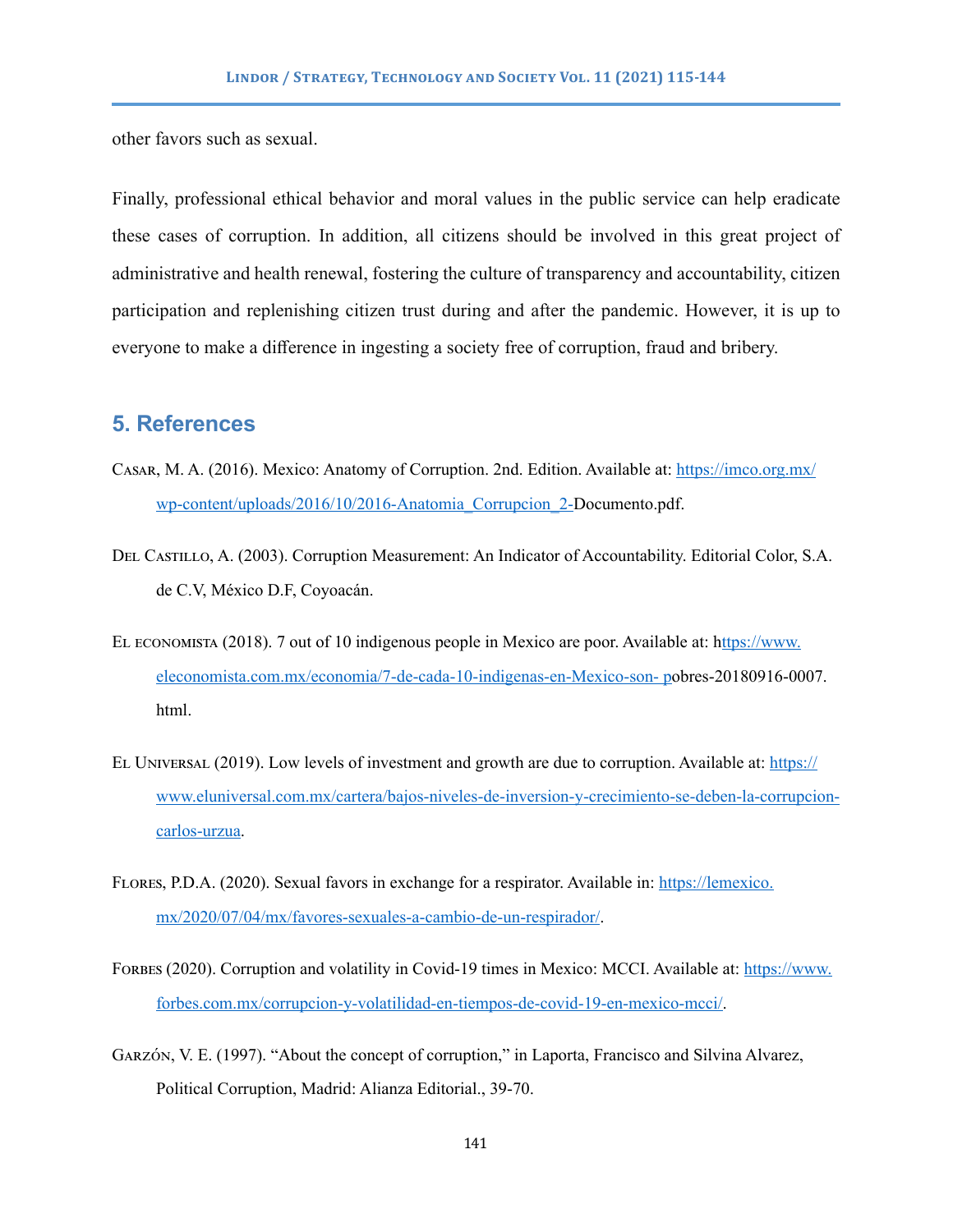other favors such as sexual.

Finally, professional ethical behavior and moral values in the public service can help eradicate these cases of corruption. In addition, all citizens should be involved in this great project of administrative and health renewal, fostering the culture of transparency and accountability, citizen participation and replenishing citizen trust during and after the pandemic. However, it is up to everyone to make a difference in ingesting a society free of corruption, fraud and bribery.

## 5. References

Casar, M. A. (2016). Mexico: Anatomy of Corruption. 2nd. Edition. Available at: https://imco.org.mx/wp-content/uploads/2016/10/2016-Anatomia_Corrupcion_2-Documento.pdf.

Del Castillo, A. (2003). Corruption Measurement: An Indicator of Accountability. Editorial Color, S.A. de C.V, México D.F, Coyoacán.

El economista (2018). 7 out of 10 indigenous people in Mexico are poor. Available at: https://www.eleconomista.com.mx/economia/7-de-cada-10-indigenas-en-Mexico-son- pobres-20180916-0007.html.

El Universal (2019). Low levels of investment and growth are due to corruption. Available at: https://www.eluniversal.com.mx/cartera/bajos-niveles-de-inversion-y-crecimiento-se-deben-la-corrupcion-carlos-urzua.

Flores, P.D.A. (2020). Sexual favors in exchange for a respirator. Available in: https://lemexico.mx/2020/07/04/mx/favores-sexuales-a-cambio-de-un-respirador/.

Forbes (2020). Corruption and volatility in Covid-19 times in Mexico: MCCI. Available at: https://www.forbes.com.mx/corrupcion-y-volatilidad-en-tiempos-de-covid-19-en-mexico-mcci/.

Garzón, V. E. (1997). "About the concept of corruption," in Laporta, Francisco and Silvina Alvarez, Political Corruption, Madrid: Alianza Editorial., 39-70.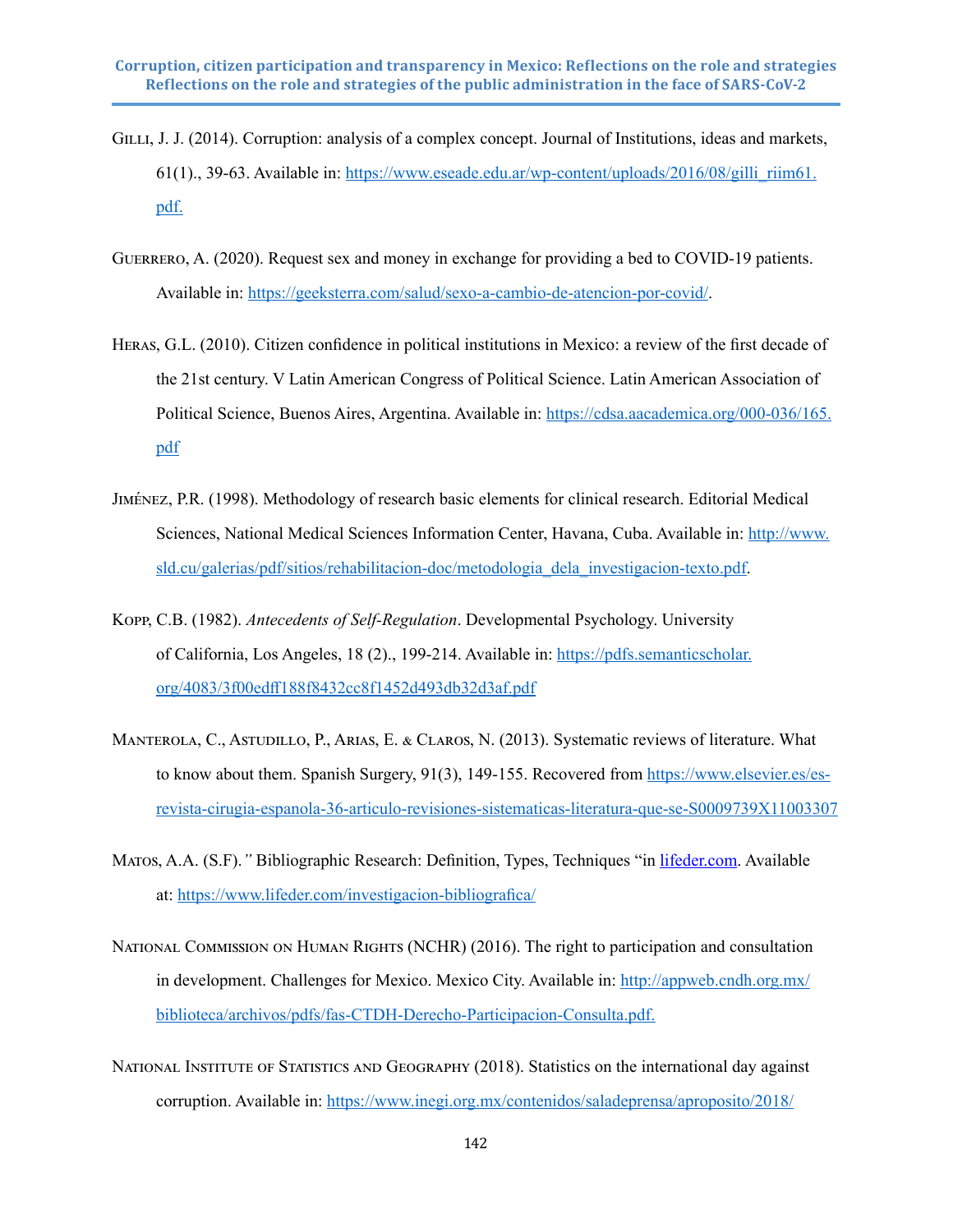Gilli, J. J. (2014). Corruption: analysis of a complex concept. Journal of Institutions, ideas and markets, 61(1)., 39-63. Available in: https://www.eseade.edu.ar/wp-content/uploads/2016/08/gilli_riim61.pdf.

Guerrero, A. (2020). Request sex and money in exchange for providing a bed to COVID-19 patients. Available in: https://geeksterra.com/salud/sexo-a-cambio-de-atencion-por-covid/.

Heras, G.L. (2010). Citizen confidence in political institutions in Mexico: a review of the first decade of the 21st century. V Latin American Congress of Political Science. Latin American Association of Political Science, Buenos Aires, Argentina. Available in: https://cdsa.aacademica.org/000-036/165.pdf

Jiménez, P.R. (1998). Methodology of research basic elements for clinical research. Editorial Medical Sciences, National Medical Sciences Information Center, Havana, Cuba. Available in: http://www.sld.cu/galerias/pdf/sitios/rehabilitacion-doc/metodologia_dela_investigacion-texto.pdf.

Kopp, C.B. (1982). *Antecedents of Self-Regulation*. Developmental Psychology. University of California, Los Angeles, 18 (2)., 199-214. Available in: https://pdfs.semanticscholar.org/4083/3f00edff188f8432cc8f1452d493db32d3af.pdf

Manterola, C., Astudillo, P., Arias, E. & Claros, N. (2013). Systematic reviews of literature. What to know about them. Spanish Surgery, 91(3), 149-155. Recovered from https://www.elsevier.es/es-revista-cirugia-espanola-36-articulo-revisiones-sistematicas-literatura-que-se-S0009739X11003307

Matos, A.A. (S.F).*"* Bibliographic Research: Definition, Types, Techniques "in lifeder.com. Available at: https://www.lifeder.com/investigacion-bibliografica/

National Commission on Human Rights (NCHR) (2016). The right to participation and consultation in development. Challenges for Mexico. Mexico City. Available in: http://appweb.cndh.org.mx/biblioteca/archivos/pdfs/fas-CTDH-Derecho-Participacion-Consulta.pdf.

National Institute of Statistics and Geography (2018). Statistics on the international day against corruption. Available in: https://www.inegi.org.mx/contenidos/saladeprensa/aproposito/2018/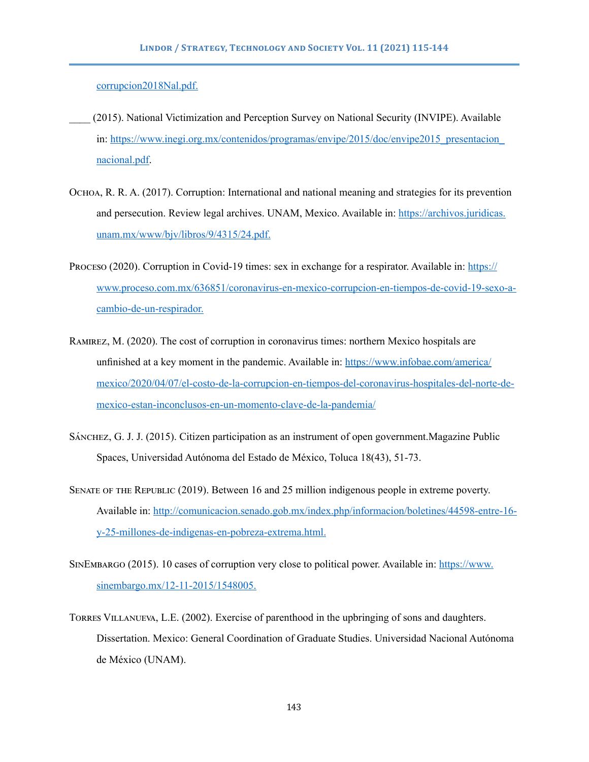corrupcion2018Nal.pdf.

____ (2015). National Victimization and Perception Survey on National Security (INVIPE). Available in: https://www.inegi.org.mx/contenidos/programas/envipe/2015/doc/envipe2015_presentacion_nacional.pdf.

Ochoa, R. R. A. (2017). Corruption: International and national meaning and strategies for its prevention and persecution. Review legal archives. UNAM, Mexico. Available in: https://archivos.juridicas.unam.mx/www/bjv/libros/9/4315/24.pdf.

Proceso (2020). Corruption in Covid-19 times: sex in exchange for a respirator. Available in: https://www.proceso.com.mx/636851/coronavirus-en-mexico-corrupcion-en-tiempos-de-covid-19-sexo-a-cambio-de-un-respirador.

Ramirez, M. (2020). The cost of corruption in coronavirus times: northern Mexico hospitals are unfinished at a key moment in the pandemic. Available in: https://www.infobae.com/america/mexico/2020/04/07/el-costo-de-la-corrupcion-en-tiempos-del-coronavirus-hospitales-del-norte-de-mexico-estan-inconclusos-en-un-momento-clave-de-la-pandemia/

Sánchez, G. J. J. (2015). Citizen participation as an instrument of open government.Magazine Public Spaces, Universidad Autónoma del Estado de México, Toluca 18(43), 51-73.

Senate of the Republic (2019). Between 16 and 25 million indigenous people in extreme poverty. Available in: http://comunicacion.senado.gob.mx/index.php/informacion/boletines/44598-entre-16-y-25-millones-de-indigenas-en-pobreza-extrema.html.

SinEmbargo (2015). 10 cases of corruption very close to political power. Available in: https://www.sinembargo.mx/12-11-2015/1548005.

Torres Villanueva, L.E. (2002). Exercise of parenthood in the upbringing of sons and daughters. Dissertation. Mexico: General Coordination of Graduate Studies. Universidad Nacional Autónoma de México (UNAM).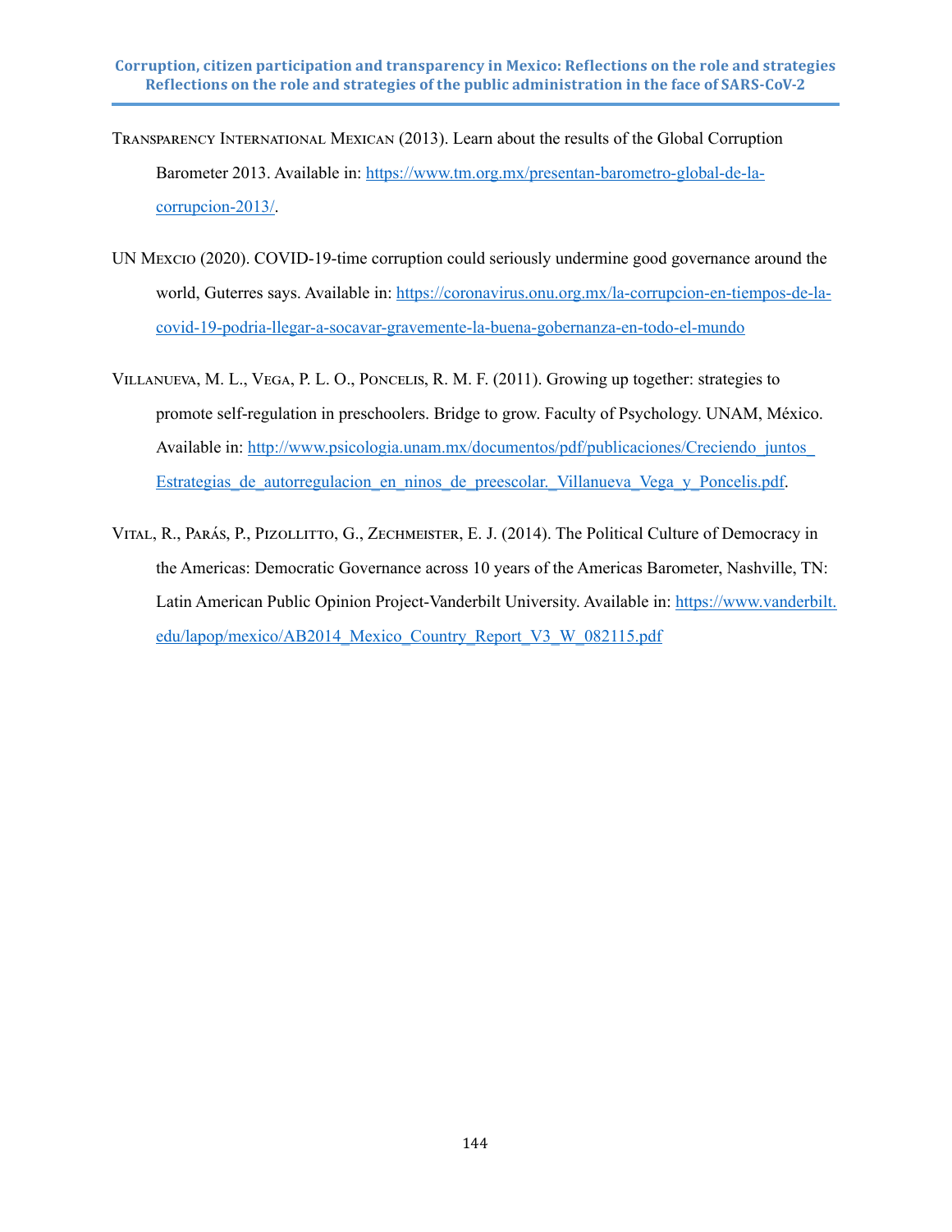Transparency International Mexican (2013). Learn about the results of the Global Corruption Barometer 2013. Available in: https://www.tm.org.mx/presentan-barometro-global-de-la-corrupcion-2013/.

UN Mexcio (2020). COVID-19-time corruption could seriously undermine good governance around the world, Guterres says. Available in: https://coronavirus.onu.org.mx/la-corrupcion-en-tiempos-de-la-covid-19-podria-llegar-a-socavar-gravemente-la-buena-gobernanza-en-todo-el-mundo

Villanueva, M. L., Vega, P. L. O., Poncelis, R. M. F. (2011). Growing up together: strategies to promote self-regulation in preschoolers. Bridge to grow. Faculty of Psychology. UNAM, México. Available in: http://www.psicologia.unam.mx/documentos/pdf/publicaciones/Creciendo_juntos_Estrategias_de_autorregulacion_en_ninos_de_preescolar._Villanueva_Vega_y_Poncelis.pdf.

Vital, R., Parás, P., Pizollitto, G., Zechmeister, E. J. (2014). The Political Culture of Democracy in the Americas: Democratic Governance across 10 years of the Americas Barometer, Nashville, TN: Latin American Public Opinion Project-Vanderbilt University. Available in: https://www.vanderbilt.edu/lapop/mexico/AB2014_Mexico_Country_Report_V3_W_082115.pdf